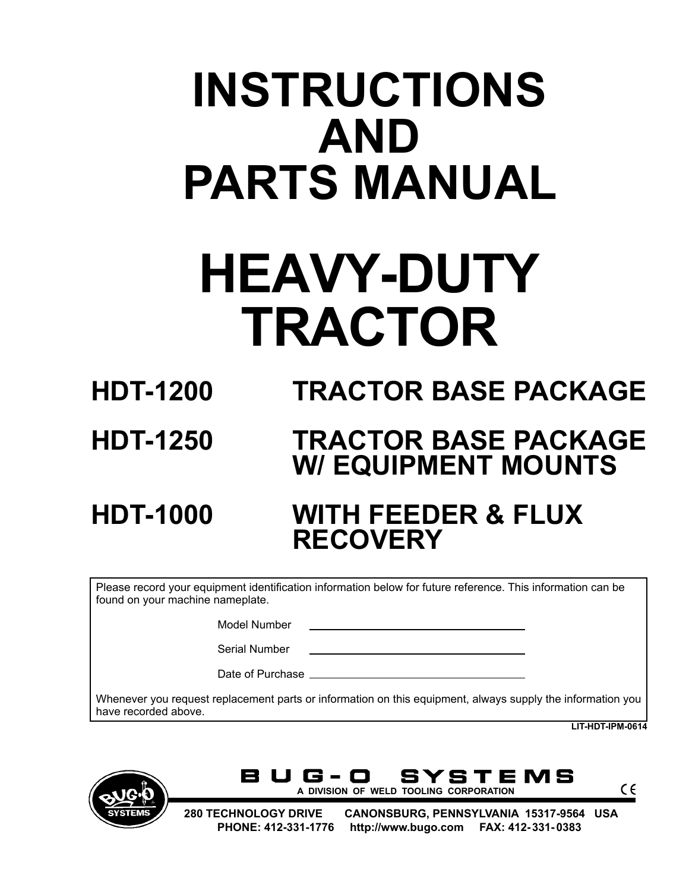# INSTRUCTIONS AND PARTS MANUAL

# HEAVY-DUTY TRACTOR

**HDT-1200** TRACTOR BASE PACKAGE

**HDT-1250** TRACTOR BASE PACKAGE W/ EQUIPMENT MOUNTS

**HDT-1000** WITH FEEDER & FLUX RECOVERY

Please record your equipment identification information below for future reference. This information can be found on your machine nameplate.

Model Number ______________________

Serial Number ______________________

Date of Purchase ______________________

Whenever you request replacement parts or information on this equipment, always supply the information you have recorded above.

LIT-HDT-IPM-0614

**BUG-O SYSTEMS**

A DIVISION OF WELD TOOLING CORPORATION

280 TECHNOLOGY DRIVE CANONSBURG, PENNSYLVANIA 15317-9564 USA

PHONE: 412-331-1776 http://www.bugo.com FAX: 412-331-0383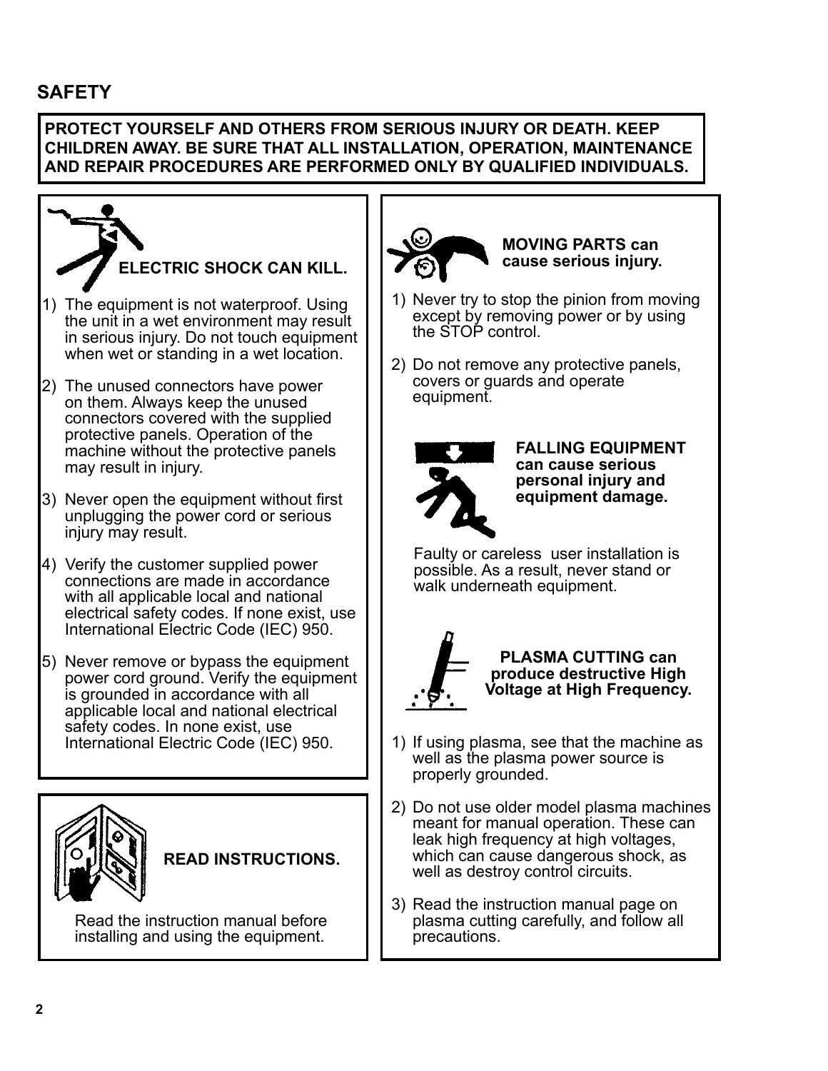# SAFETY

**PROTECT YOURSELF AND OTHERS FROM SERIOUS INJURY OR DEATH. KEEP CHILDREN AWAY. BE SURE THAT ALL INSTALLATION, OPERATION, MAINTENANCE AND REPAIR PROCEDURES ARE PERFORMED ONLY BY QUALIFIED INDIVIDUALS.**

## ELECTRIC SHOCK CAN KILL.

1) The equipment is not waterproof. Using the unit in a wet environment may result in serious injury. Do not touch equipment when wet or standing in a wet location.

2) The unused connectors have power on them. Always keep the unused connectors covered with the supplied protective panels. Operation of the machine without the protective panels may result in injury.

3) Never open the equipment without first unplugging the power cord or serious injury may result.

4) Verify the customer supplied power connections are made in accordance with all applicable local and national electrical safety codes. If none exist, use International Electric Code (IEC) 950.

5) Never remove or bypass the equipment power cord ground. Verify the equipment is grounded in accordance with all applicable local and national electrical safety codes. In none exist, use International Electric Code (IEC) 950.

## READ INSTRUCTIONS.

Read the instruction manual before installing and using the equipment.

## MOVING PARTS can cause serious injury.

1) Never try to stop the pinion from moving except by removing power or by using the STOP control.

2) Do not remove any protective panels, covers or guards and operate equipment.

## FALLING EQUIPMENT can cause serious personal injury and equipment damage.

Faulty or careless user installation is possible. As a result, never stand or walk underneath equipment.

## PLASMA CUTTING can produce destructive High Voltage at High Frequency.

1) If using plasma, see that the machine as well as the plasma power source is properly grounded.

2) Do not use older model plasma machines meant for manual operation. These can leak high frequency at high voltages, which can cause dangerous shock, as well as destroy control circuits.

3) Read the instruction manual page on plasma cutting carefully, and follow all precautions.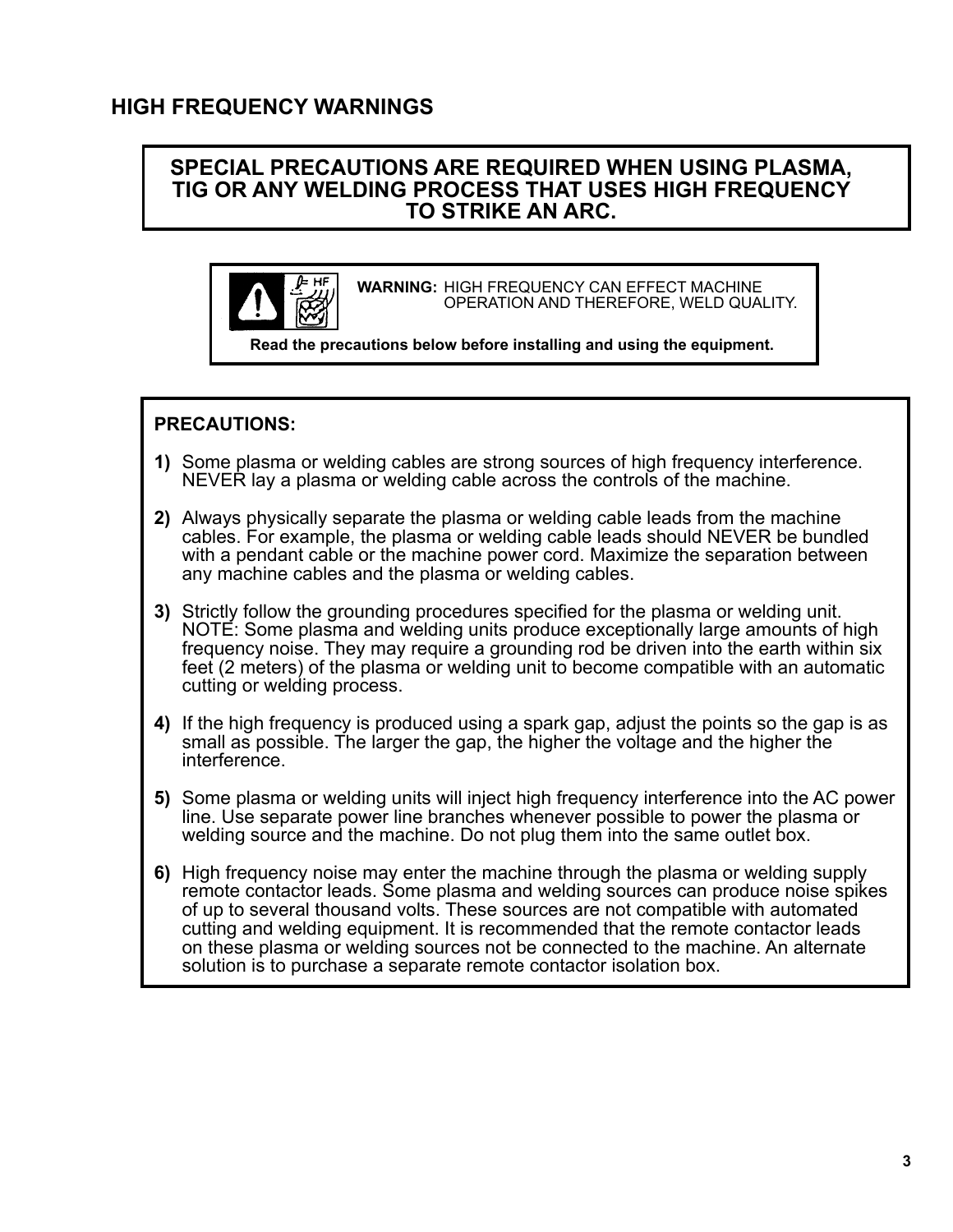## HIGH FREQUENCY WARNINGS

**SPECIAL PRECAUTIONS ARE REQUIRED WHEN USING PLASMA, TIG OR ANY WELDING PROCESS THAT USES HIGH FREQUENCY TO STRIKE AN ARC.**

**WARNING:** HIGH FREQUENCY CAN EFFECT MACHINE OPERATION AND THEREFORE, WELD QUALITY.

**Read the precautions below before installing and using the equipment.**

**PRECAUTIONS:**

**1)** Some plasma or welding cables are strong sources of high frequency interference. NEVER lay a plasma or welding cable across the controls of the machine.

**2)** Always physically separate the plasma or welding cable leads from the machine cables. For example, the plasma or welding cable leads should NEVER be bundled with a pendant cable or the machine power cord. Maximize the separation between any machine cables and the plasma or welding cables.

**3)** Strictly follow the grounding procedures specified for the plasma or welding unit. NOTE: Some plasma and welding units produce exceptionally large amounts of high frequency noise. They may require a grounding rod be driven into the earth within six feet (2 meters) of the plasma or welding unit to become compatible with an automatic cutting or welding process.

**4)** If the high frequency is produced using a spark gap, adjust the points so the gap is as small as possible. The larger the gap, the higher the voltage and the higher the interference.

**5)** Some plasma or welding units will inject high frequency interference into the AC power line. Use separate power line branches whenever possible to power the plasma or welding source and the machine. Do not plug them into the same outlet box.

**6)** High frequency noise may enter the machine through the plasma or welding supply remote contactor leads. Some plasma and welding sources can produce noise spikes of up to several thousand volts. These sources are not compatible with automated cutting and welding equipment. It is recommended that the remote contactor leads on these plasma or welding sources not be connected to the machine. An alternate solution is to purchase a separate remote contactor isolation box.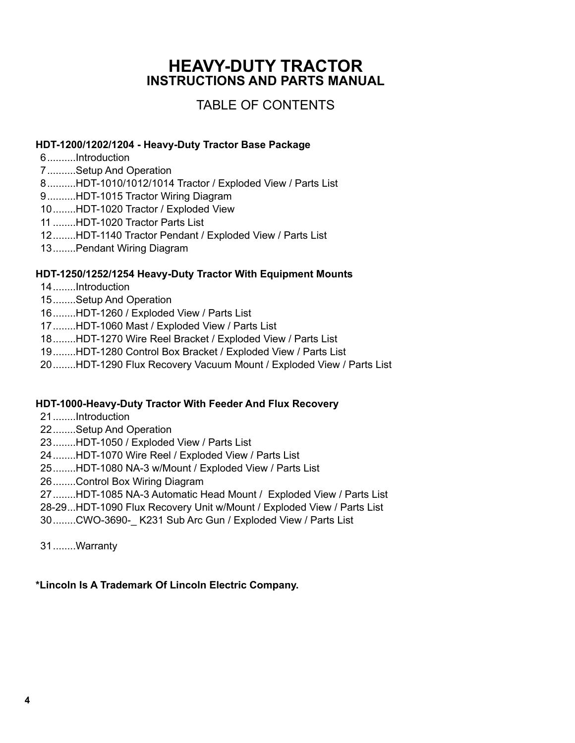# HEAVY-DUTY TRACTOR
## INSTRUCTIONS AND PARTS MANUAL

TABLE OF CONTENTS

**HDT-1200/1202/1204 - Heavy-Duty Tractor Base Package**

6..........Introduction
7..........Setup And Operation
8..........HDT-1010/1012/1014 Tractor / Exploded View / Parts List
9..........HDT-1015 Tractor Wiring Diagram
10........HDT-1020 Tractor / Exploded View
11........HDT-1020 Tractor Parts List
12........HDT-1140 Tractor Pendant / Exploded View / Parts List
13........Pendant Wiring Diagram

**HDT-1250/1252/1254 Heavy-Duty Tractor With Equipment Mounts**

14........Introduction
15........Setup And Operation
16........HDT-1260 / Exploded View / Parts List
17........HDT-1060 Mast / Exploded View / Parts List
18........HDT-1270 Wire Reel Bracket / Exploded View / Parts List
19........HDT-1280 Control Box Bracket / Exploded View / Parts List
20........HDT-1290 Flux Recovery Vacuum Mount / Exploded View / Parts List

**HDT-1000-Heavy-Duty Tractor With Feeder And Flux Recovery**

21........Introduction
22........Setup And Operation
23........HDT-1050 / Exploded View / Parts List
24........HDT-1070 Wire Reel / Exploded View / Parts List
25........HDT-1080 NA-3 w/Mount / Exploded View / Parts List
26........Control Box Wiring Diagram
27........HDT-1085 NA-3 Automatic Head Mount / Exploded View / Parts List
28-29...HDT-1090 Flux Recovery Unit w/Mount / Exploded View / Parts List
30........CWO-3690-_ K231 Sub Arc Gun / Exploded View / Parts List

31........Warranty

**\*Lincoln Is A Trademark Of Lincoln Electric Company.**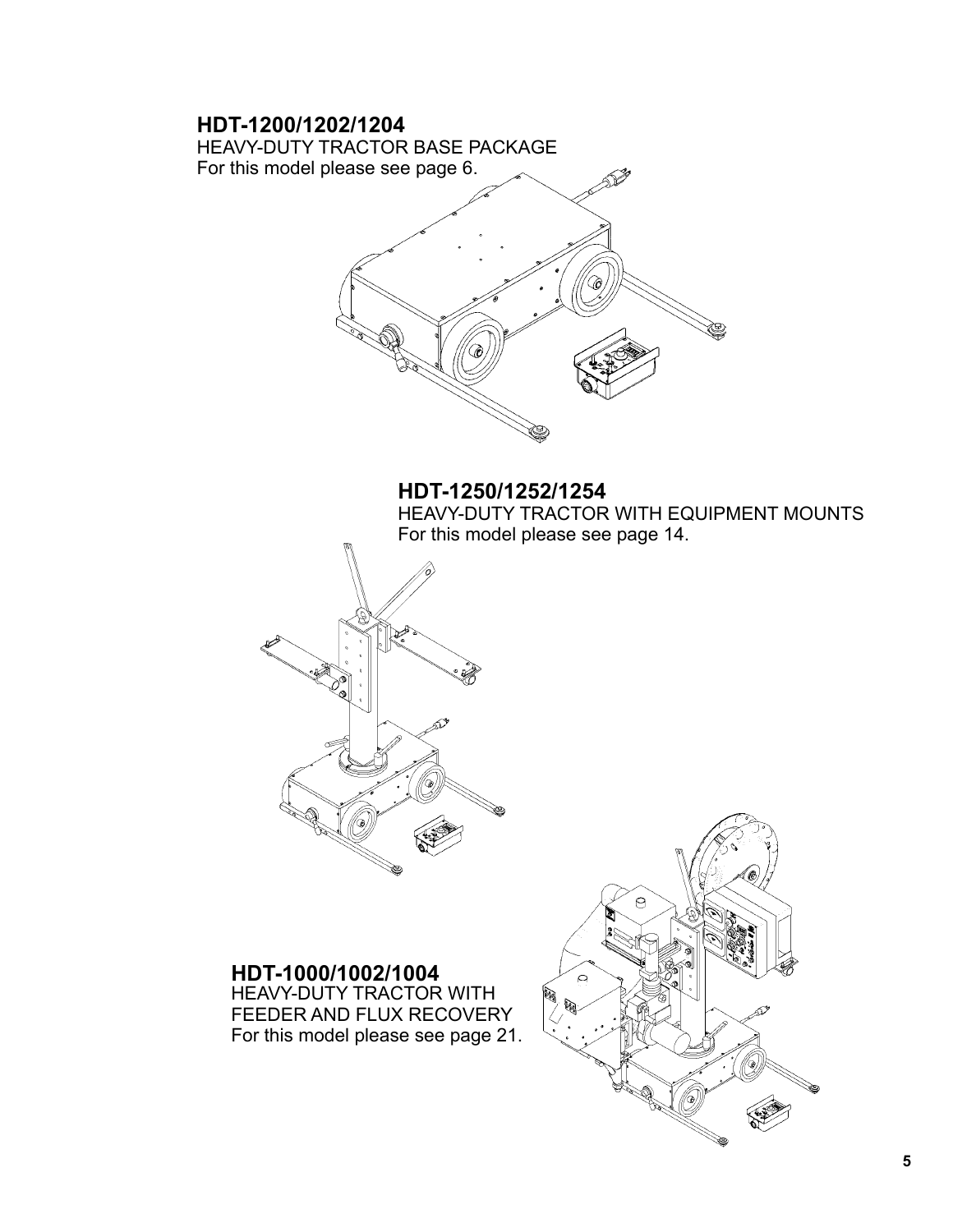## HDT-1200/1202/1204

HEAVY-DUTY TRACTOR BASE PACKAGE
For this model please see page 6.

## HDT-1250/1252/1254

HEAVY-DUTY TRACTOR WITH EQUIPMENT MOUNTS
For this model please see page 14.

## HDT-1000/1002/1004

HEAVY-DUTY TRACTOR WITH
FEEDER AND FLUX RECOVERY
For this model please see page 21.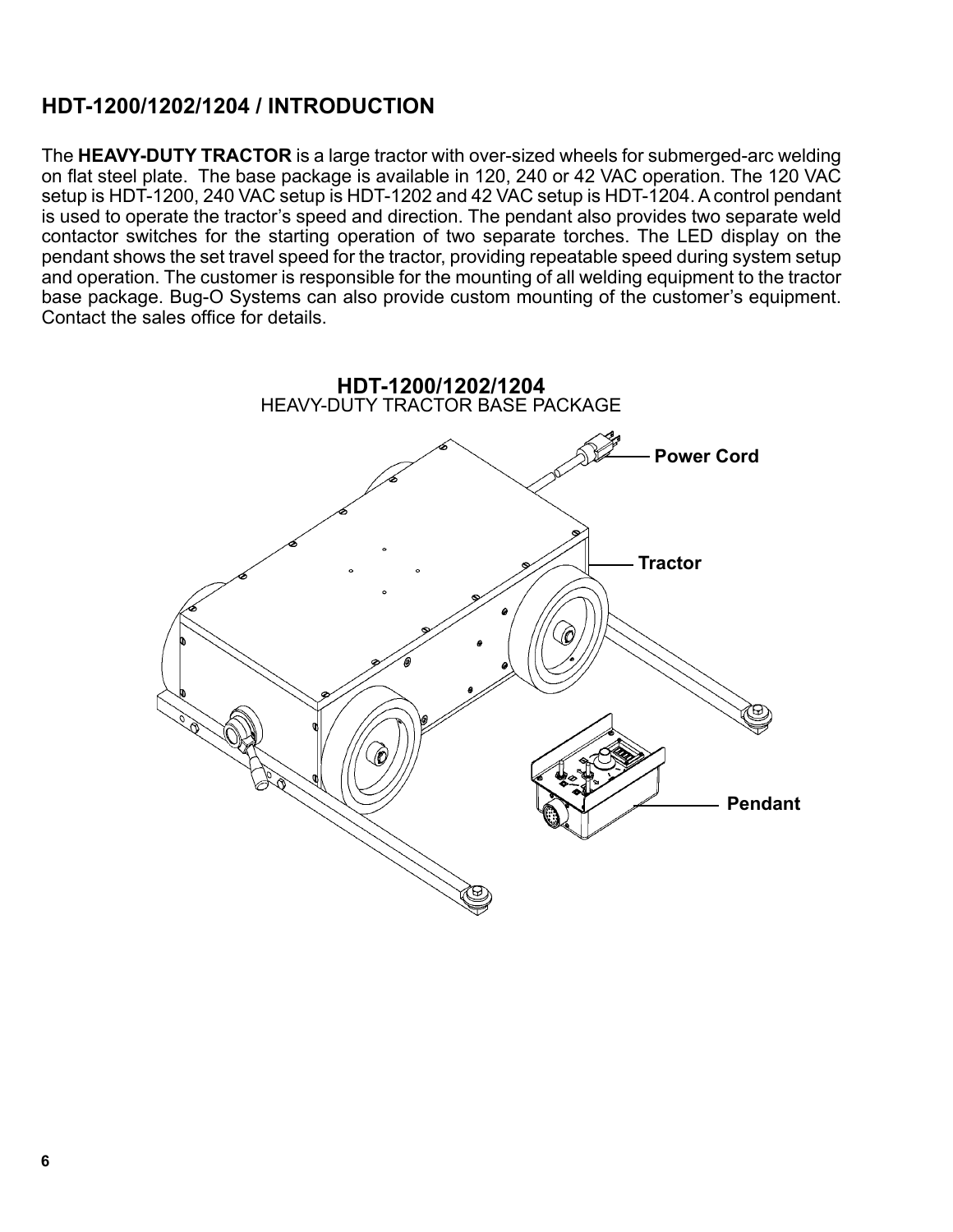## HDT-1200/1202/1204 / INTRODUCTION

The **HEAVY-DUTY TRACTOR** is a large tractor with over-sized wheels for submerged-arc welding on flat steel plate. The base package is available in 120, 240 or 42 VAC operation. The 120 VAC setup is HDT-1200, 240 VAC setup is HDT-1202 and 42 VAC setup is HDT-1204. A control pendant is used to operate the tractor's speed and direction. The pendant also provides two separate weld contactor switches for the starting operation of two separate torches. The LED display on the pendant shows the set travel speed for the tractor, providing repeatable speed during system setup and operation. The customer is responsible for the mounting of all welding equipment to the tractor base package. Bug-O Systems can also provide custom mounting of the customer's equipment. Contact the sales office for details.

**HDT-1200/1202/1204**
HEAVY-DUTY TRACTOR BASE PACKAGE

Power Cord

Tractor

Pendant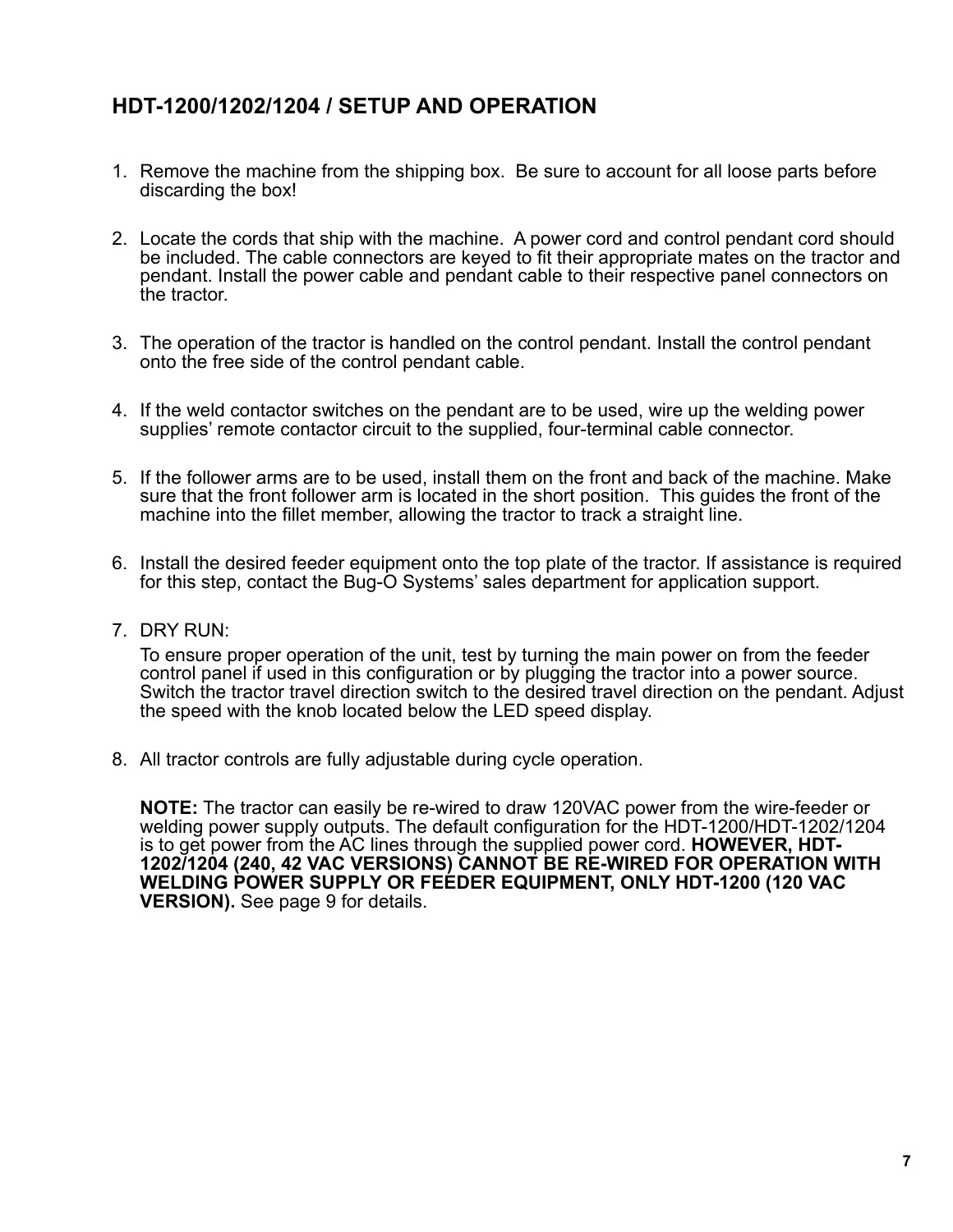## HDT-1200/1202/1204 / SETUP AND OPERATION

1. Remove the machine from the shipping box. Be sure to account for all loose parts before discarding the box!

2. Locate the cords that ship with the machine. A power cord and control pendant cord should be included. The cable connectors are keyed to fit their appropriate mates on the tractor and pendant. Install the power cable and pendant cable to their respective panel connectors on the tractor.

3. The operation of the tractor is handled on the control pendant. Install the control pendant onto the free side of the control pendant cable.

4. If the weld contactor switches on the pendant are to be used, wire up the welding power supplies' remote contactor circuit to the supplied, four-terminal cable connector.

5. If the follower arms are to be used, install them on the front and back of the machine. Make sure that the front follower arm is located in the short position. This guides the front of the machine into the fillet member, allowing the tractor to track a straight line.

6. Install the desired feeder equipment onto the top plate of the tractor. If assistance is required for this step, contact the Bug-O Systems' sales department for application support.

7. DRY RUN:

   To ensure proper operation of the unit, test by turning the main power on from the feeder control panel if used in this configuration or by plugging the tractor into a power source. Switch the tractor travel direction switch to the desired travel direction on the pendant. Adjust the speed with the knob located below the LED speed display.

8. All tractor controls are fully adjustable during cycle operation.

   **NOTE:** The tractor can easily be re-wired to draw 120VAC power from the wire-feeder or welding power supply outputs. The default configuration for the HDT-1200/HDT-1202/1204 is to get power from the AC lines through the supplied power cord. **HOWEVER, HDT-1202/1204 (240, 42 VAC VERSIONS) CANNOT BE RE-WIRED FOR OPERATION WITH WELDING POWER SUPPLY OR FEEDER EQUIPMENT, ONLY HDT-1200 (120 VAC VERSION).** See page 9 for details.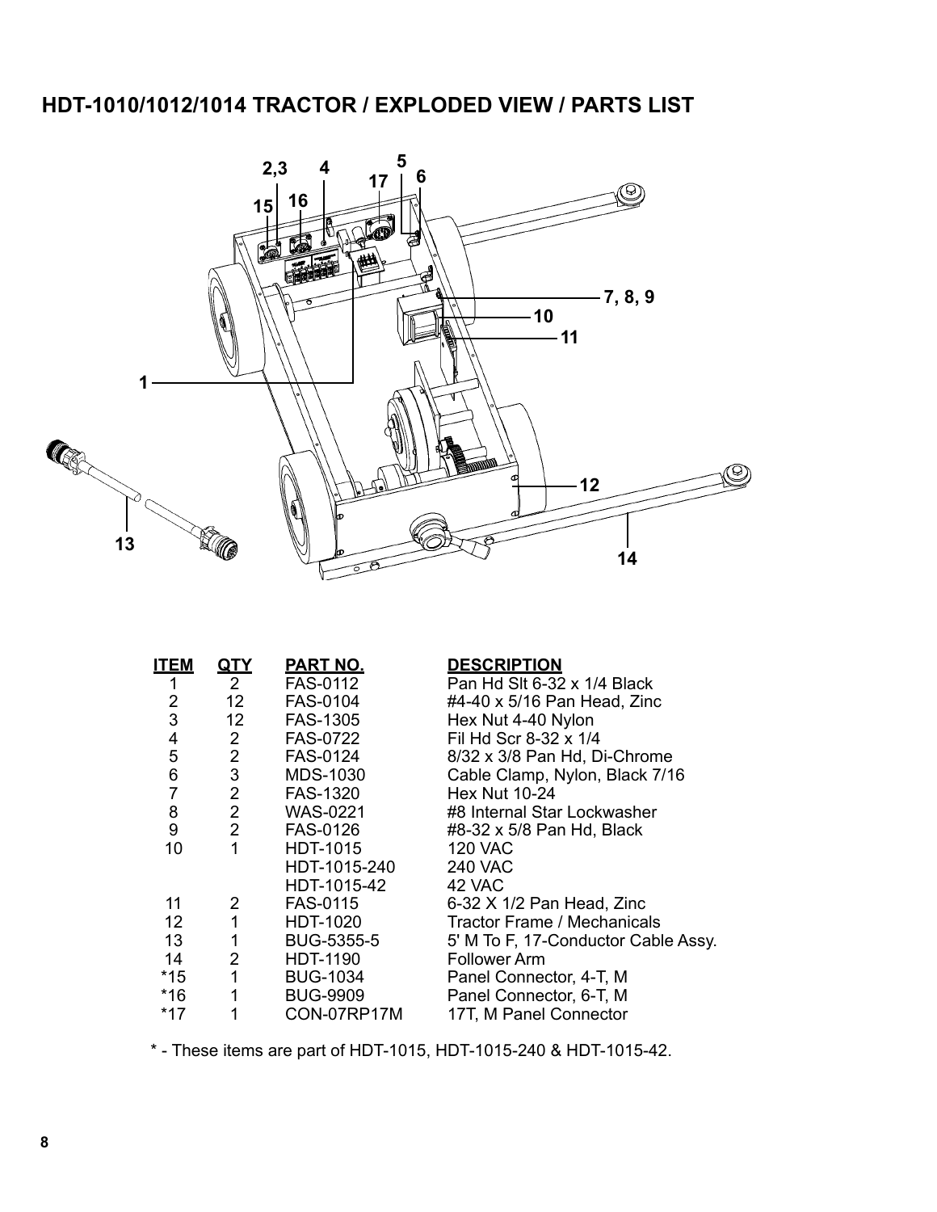## HDT-1010/1012/1014 TRACTOR / EXPLODED VIEW / PARTS LIST

| ITEM | QTY | PART NO. | DESCRIPTION |
|---|---|---|---|
| 1 | 2 | FAS-0112 | Pan Hd Slt 6-32 x 1/4 Black |
| 2 | 12 | FAS-0104 | #4-40 x 5/16 Pan Head, Zinc |
| 3 | 12 | FAS-1305 | Hex Nut 4-40 Nylon |
| 4 | 2 | FAS-0722 | Fil Hd Scr 8-32 x 1/4 |
| 5 | 2 | FAS-0124 | 8/32 x 3/8 Pan Hd, Di-Chrome |
| 6 | 3 | MDS-1030 | Cable Clamp, Nylon, Black 7/16 |
| 7 | 2 | FAS-1320 | Hex Nut 10-24 |
| 8 | 2 | WAS-0221 | #8 Internal Star Lockwasher |
| 9 | 2 | FAS-0126 | #8-32 x 5/8 Pan Hd, Black |
| 10 | 1 | HDT-1015 | 120 VAC |
| | | HDT-1015-240 | 240 VAC |
| | | HDT-1015-42 | 42 VAC |
| 11 | 2 | FAS-0115 | 6-32 X 1/2 Pan Head, Zinc |
| 12 | 1 | HDT-1020 | Tractor Frame / Mechanicals |
| 13 | 1 | BUG-5355-5 | 5' M To F, 17-Conductor Cable Assy. |
| 14 | 2 | HDT-1190 | Follower Arm |
| *15 | 1 | BUG-1034 | Panel Connector, 4-T, M |
| *16 | 1 | BUG-9909 | Panel Connector, 6-T, M |
| *17 | 1 | CON-07RP17M | 17T, M Panel Connector |

* - These items are part of HDT-1015, HDT-1015-240 & HDT-1015-42.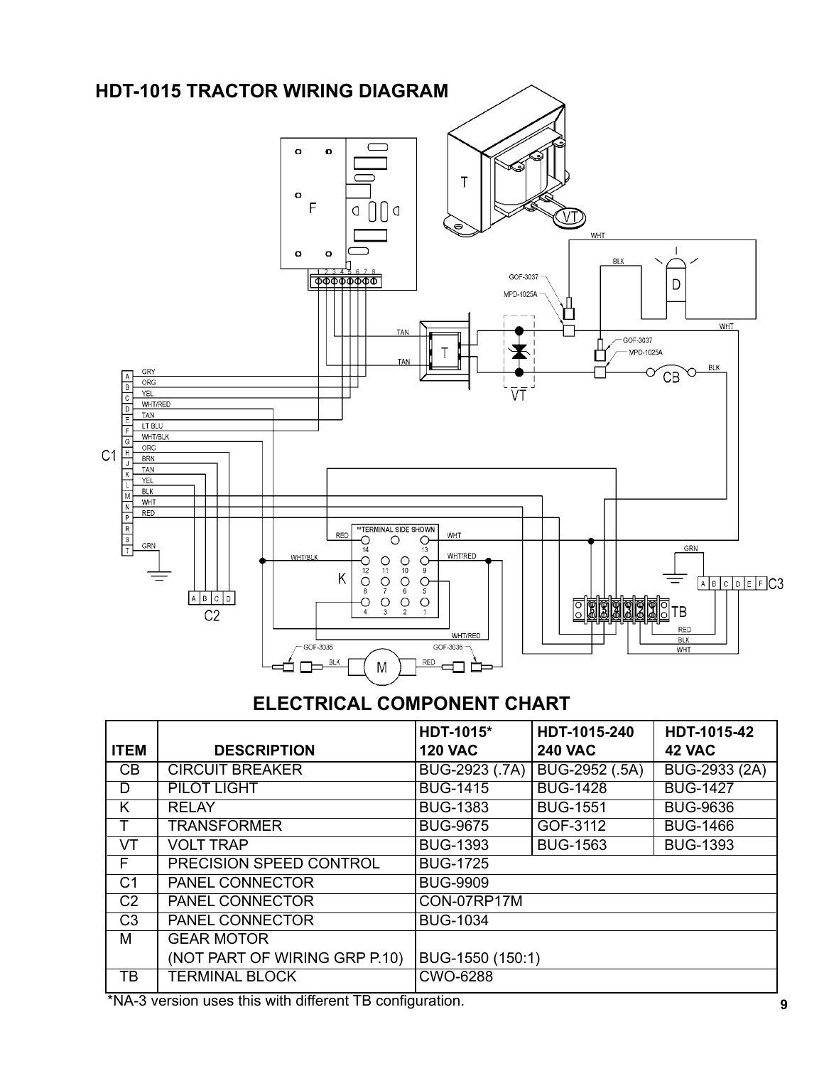## HDT-1015 TRACTOR WIRING DIAGRAM

## ELECTRICAL COMPONENT CHART

| ITEM | DESCRIPTION | HDT-1015* 120 VAC | HDT-1015-240 240 VAC | HDT-1015-42 42 VAC |
|---|---|---|---|---|
| CB | CIRCUIT BREAKER | BUG-2923 (.7A) | BUG-2952 (.5A) | BUG-2933 (2A) |
| D | PILOT LIGHT | BUG-1415 | BUG-1428 | BUG-1427 |
| K | RELAY | BUG-1383 | BUG-1551 | BUG-9636 |
| T | TRANSFORMER | BUG-9675 | GOF-3112 | BUG-1466 |
| VT | VOLT TRAP | BUG-1393 | BUG-1563 | BUG-1393 |
| F | PRECISION SPEED CONTROL | BUG-1725 | | |
| C1 | PANEL CONNECTOR | BUG-9909 | | |
| C2 | PANEL CONNECTOR | CON-07RP17M | | |
| C3 | PANEL CONNECTOR | BUG-1034 | | |
| M | GEAR MOTOR (NOT PART OF WIRING GRP P.10) | BUG-1550 (150:1) | | |
| TB | TERMINAL BLOCK | CWO-6288 | | |

*NA-3 version uses this with different TB configuration.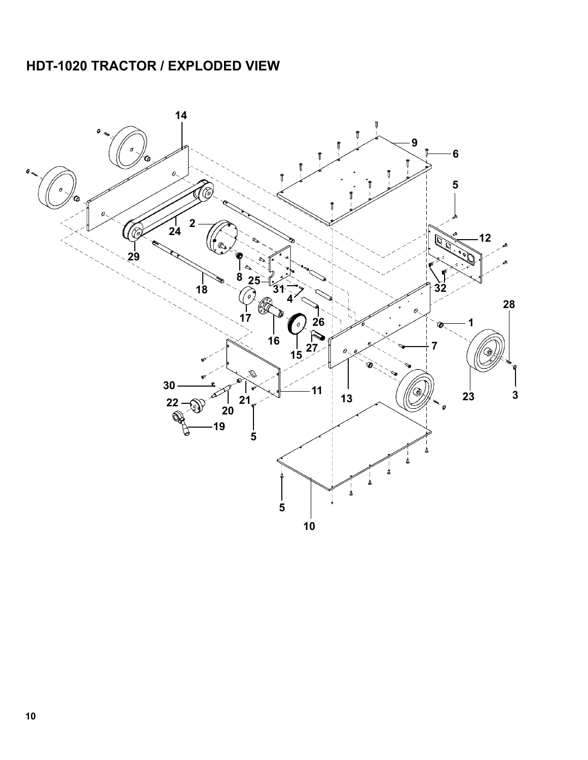# HDT-1020 TRACTOR / EXPLODED VIEW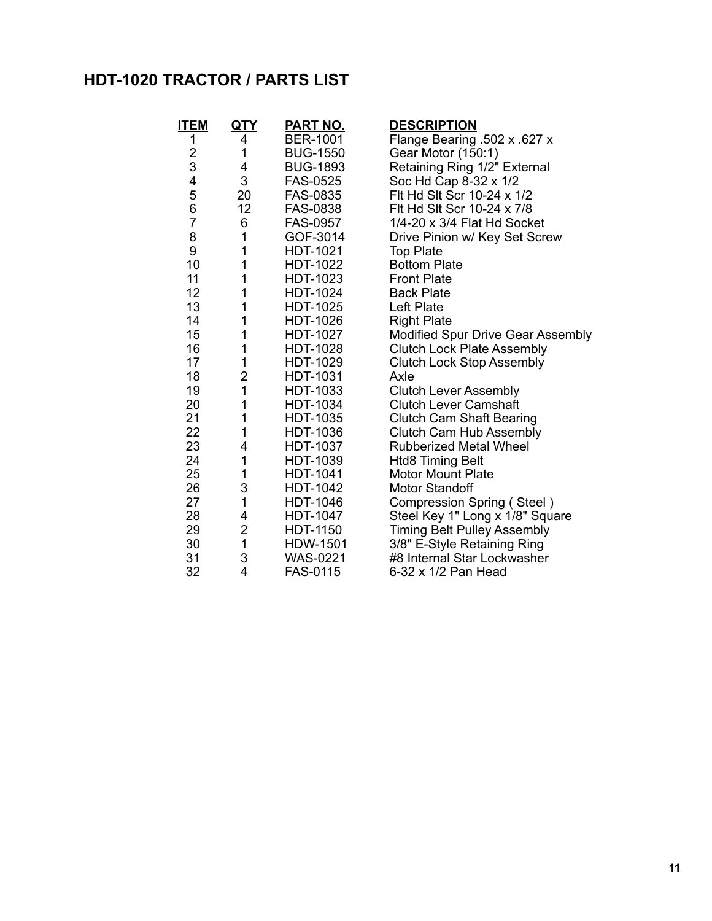## HDT-1020 TRACTOR / PARTS LIST

| ITEM | QTY | PART NO. | DESCRIPTION |
|---|---|---|---|
| 1 | 4 | BER-1001 | Flange Bearing .502 x .627 x |
| 2 | 1 | BUG-1550 | Gear Motor (150:1) |
| 3 | 4 | BUG-1893 | Retaining Ring 1/2" External |
| 4 | 3 | FAS-0525 | Soc Hd Cap 8-32 x 1/2 |
| 5 | 20 | FAS-0835 | Flt Hd Slt Scr 10-24 x 1/2 |
| 6 | 12 | FAS-0838 | Flt Hd Slt Scr 10-24 x 7/8 |
| 7 | 6 | FAS-0957 | 1/4-20 x 3/4 Flat Hd Socket |
| 8 | 1 | GOF-3014 | Drive Pinion w/ Key Set Screw |
| 9 | 1 | HDT-1021 | Top Plate |
| 10 | 1 | HDT-1022 | Bottom Plate |
| 11 | 1 | HDT-1023 | Front Plate |
| 12 | 1 | HDT-1024 | Back Plate |
| 13 | 1 | HDT-1025 | Left Plate |
| 14 | 1 | HDT-1026 | Right Plate |
| 15 | 1 | HDT-1027 | Modified Spur Drive Gear Assembly |
| 16 | 1 | HDT-1028 | Clutch Lock Plate Assembly |
| 17 | 1 | HDT-1029 | Clutch Lock Stop Assembly |
| 18 | 2 | HDT-1031 | Axle |
| 19 | 1 | HDT-1033 | Clutch Lever Assembly |
| 20 | 1 | HDT-1034 | Clutch Lever Camshaft |
| 21 | 1 | HDT-1035 | Clutch Cam Shaft Bearing |
| 22 | 1 | HDT-1036 | Clutch Cam Hub Assembly |
| 23 | 4 | HDT-1037 | Rubberized Metal Wheel |
| 24 | 1 | HDT-1039 | Htd8 Timing Belt |
| 25 | 1 | HDT-1041 | Motor Mount Plate |
| 26 | 3 | HDT-1042 | Motor Standoff |
| 27 | 1 | HDT-1046 | Compression Spring ( Steel ) |
| 28 | 4 | HDT-1047 | Steel Key 1" Long x 1/8" Square |
| 29 | 2 | HDT-1150 | Timing Belt Pulley Assembly |
| 30 | 1 | HDW-1501 | 3/8" E-Style Retaining Ring |
| 31 | 3 | WAS-0221 | #8 Internal Star Lockwasher |
| 32 | 4 | FAS-0115 | 6-32 x 1/2 Pan Head |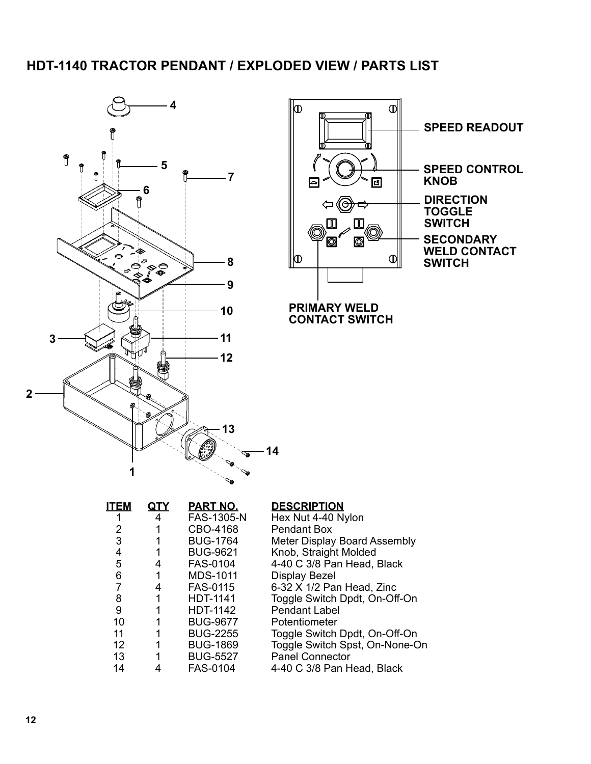## HDT-1140 TRACTOR PENDANT / EXPLODED VIEW / PARTS LIST

SPEED READOUT

SPEED CONTROL KNOB

DIRECTION TOGGLE SWITCH

SECONDARY WELD CONTACT SWITCH

PRIMARY WELD CONTACT SWITCH

| ITEM | QTY | PART NO. | DESCRIPTION |
|---|---|---|---|
| 1 | 4 | FAS-1305-N | Hex Nut 4-40 Nylon |
| 2 | 1 | CBO-4168 | Pendant Box |
| 3 | 1 | BUG-1764 | Meter Display Board Assembly |
| 4 | 1 | BUG-9621 | Knob, Straight Molded |
| 5 | 4 | FAS-0104 | 4-40 C 3/8 Pan Head, Black |
| 6 | 1 | MDS-1011 | Display Bezel |
| 7 | 4 | FAS-0115 | 6-32 X 1/2 Pan Head, Zinc |
| 8 | 1 | HDT-1141 | Toggle Switch Dpdt, On-Off-On |
| 9 | 1 | HDT-1142 | Pendant Label |
| 10 | 1 | BUG-9677 | Potentiometer |
| 11 | 1 | BUG-2255 | Toggle Switch Dpdt, On-Off-On |
| 12 | 1 | BUG-1869 | Toggle Switch Spst, On-None-On |
| 13 | 1 | BUG-5527 | Panel Connector |
| 14 | 4 | FAS-0104 | 4-40 C 3/8 Pan Head, Black |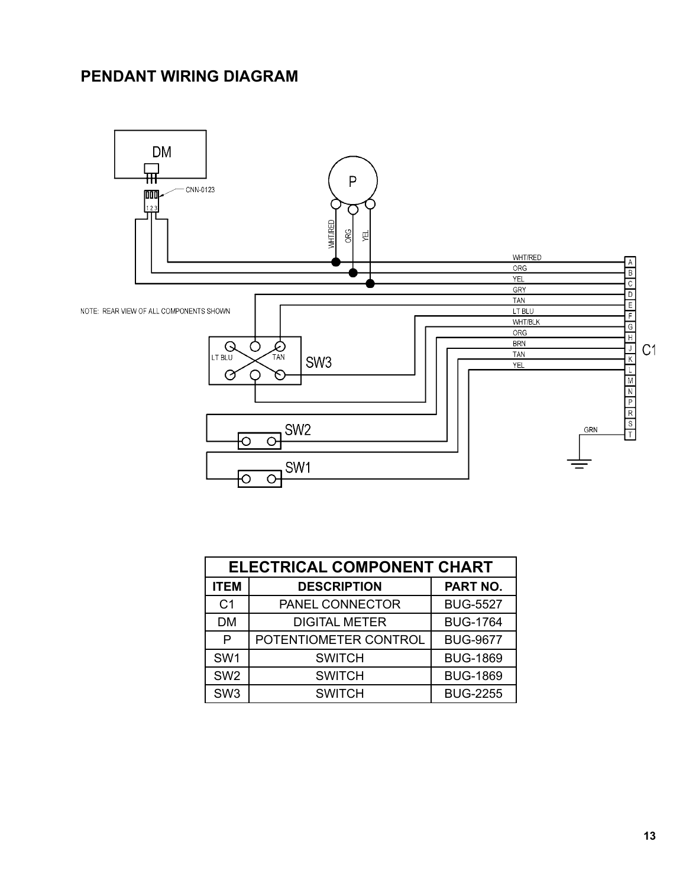# PENDANT WIRING DIAGRAM

NOTE: REAR VIEW OF ALL COMPONENTS SHOWN

| ELECTRICAL COMPONENT CHART | | |
|---|---|---|
| **ITEM** | **DESCRIPTION** | **PART NO.** |
| C1 | PANEL CONNECTOR | BUG-5527 |
| DM | DIGITAL METER | BUG-1764 |
| P | POTENTIOMETER CONTROL | BUG-9677 |
| SW1 | SWITCH | BUG-1869 |
| SW2 | SWITCH | BUG-1869 |
| SW3 | SWITCH | BUG-2255 |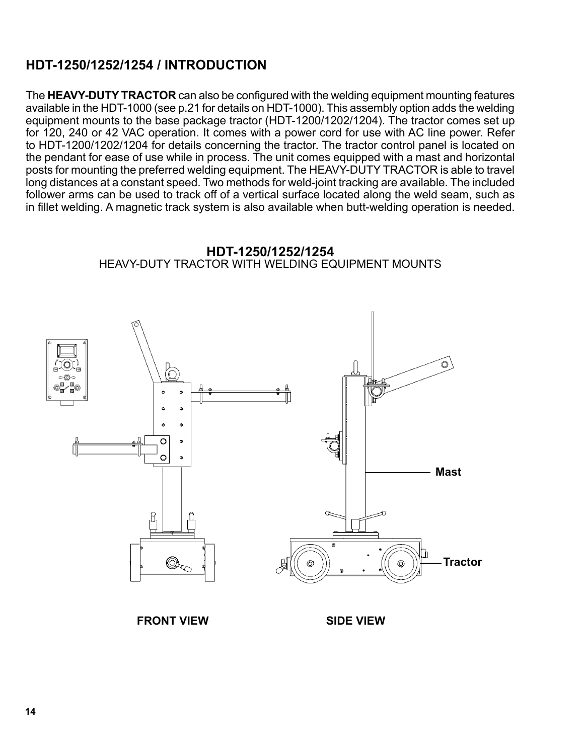## HDT-1250/1252/1254 / INTRODUCTION

The **HEAVY-DUTY TRACTOR** can also be configured with the welding equipment mounting features available in the HDT-1000 (see p.21 for details on HDT-1000). This assembly option adds the welding equipment mounts to the base package tractor (HDT-1200/1202/1204). The tractor comes set up for 120, 240 or 42 VAC operation. It comes with a power cord for use with AC line power. Refer to HDT-1200/1202/1204 for details concerning the tractor. The tractor control panel is located on the pendant for ease of use while in process. The unit comes equipped with a mast and horizontal posts for mounting the preferred welding equipment. The HEAVY-DUTY TRACTOR is able to travel long distances at a constant speed. Two methods for weld-joint tracking are available. The included follower arms can be used to track off of a vertical surface located along the weld seam, such as in fillet welding. A magnetic track system is also available when butt-welding operation is needed.

**HDT-1250/1252/1254**
HEAVY-DUTY TRACTOR WITH WELDING EQUIPMENT MOUNTS

**Mast**

**Tractor**

**FRONT VIEW** **SIDE VIEW**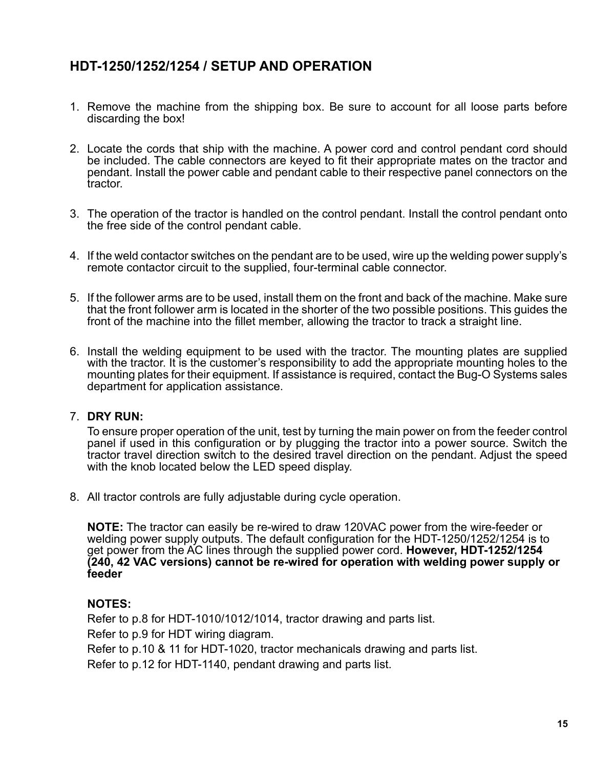## HDT-1250/1252/1254 / SETUP AND OPERATION

1. Remove the machine from the shipping box. Be sure to account for all loose parts before discarding the box!

2. Locate the cords that ship with the machine. A power cord and control pendant cord should be included. The cable connectors are keyed to fit their appropriate mates on the tractor and pendant. Install the power cable and pendant cable to their respective panel connectors on the tractor.

3. The operation of the tractor is handled on the control pendant. Install the control pendant onto the free side of the control pendant cable.

4. If the weld contactor switches on the pendant are to be used, wire up the welding power supply's remote contactor circuit to the supplied, four-terminal cable connector.

5. If the follower arms are to be used, install them on the front and back of the machine. Make sure that the front follower arm is located in the shorter of the two possible positions. This guides the front of the machine into the fillet member, allowing the tractor to track a straight line.

6. Install the welding equipment to be used with the tractor. The mounting plates are supplied with the tractor. It is the customer's responsibility to add the appropriate mounting holes to the mounting plates for their equipment. If assistance is required, contact the Bug-O Systems sales department for application assistance.

7. **DRY RUN:**
   To ensure proper operation of the unit, test by turning the main power on from the feeder control panel if used in this configuration or by plugging the tractor into a power source. Switch the tractor travel direction switch to the desired travel direction on the pendant. Adjust the speed with the knob located below the LED speed display.

8. All tractor controls are fully adjustable during cycle operation.

   **NOTE:** The tractor can easily be re-wired to draw 120VAC power from the wire-feeder or welding power supply outputs. The default configuration for the HDT-1250/1252/1254 is to get power from the AC lines through the supplied power cord. **However, HDT-1252/1254 (240, 42 VAC versions) cannot be re-wired for operation with welding power supply or feeder**

   **NOTES:**
   Refer to p.8 for HDT-1010/1012/1014, tractor drawing and parts list.
   Refer to p.9 for HDT wiring diagram.
   Refer to p.10 & 11 for HDT-1020, tractor mechanicals drawing and parts list.
   Refer to p.12 for HDT-1140, pendant drawing and parts list.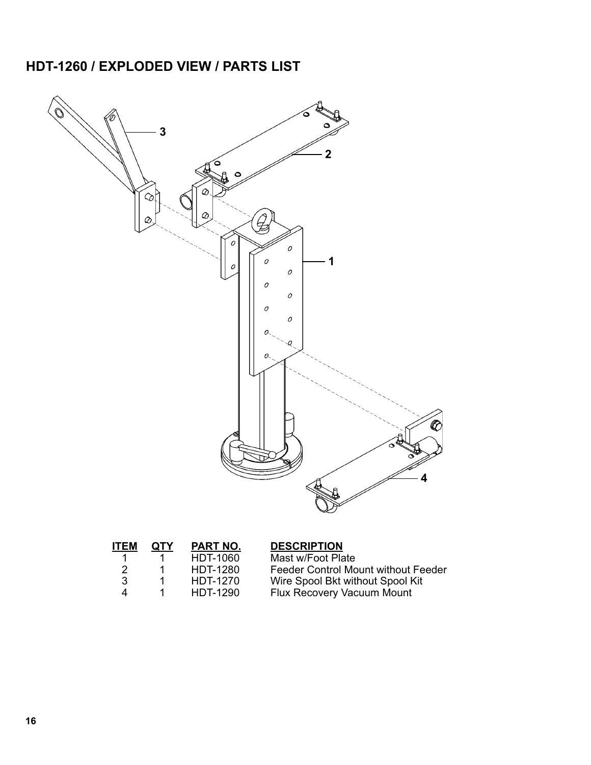## HDT-1260 / EXPLODED VIEW / PARTS LIST

| ITEM | QTY | PART NO. | DESCRIPTION |
|---|---|---|---|
| 1 | 1 | HDT-1060 | Mast w/Foot Plate |
| 2 | 1 | HDT-1280 | Feeder Control Mount without Feeder |
| 3 | 1 | HDT-1270 | Wire Spool Bkt without Spool Kit |
| 4 | 1 | HDT-1290 | Flux Recovery Vacuum Mount |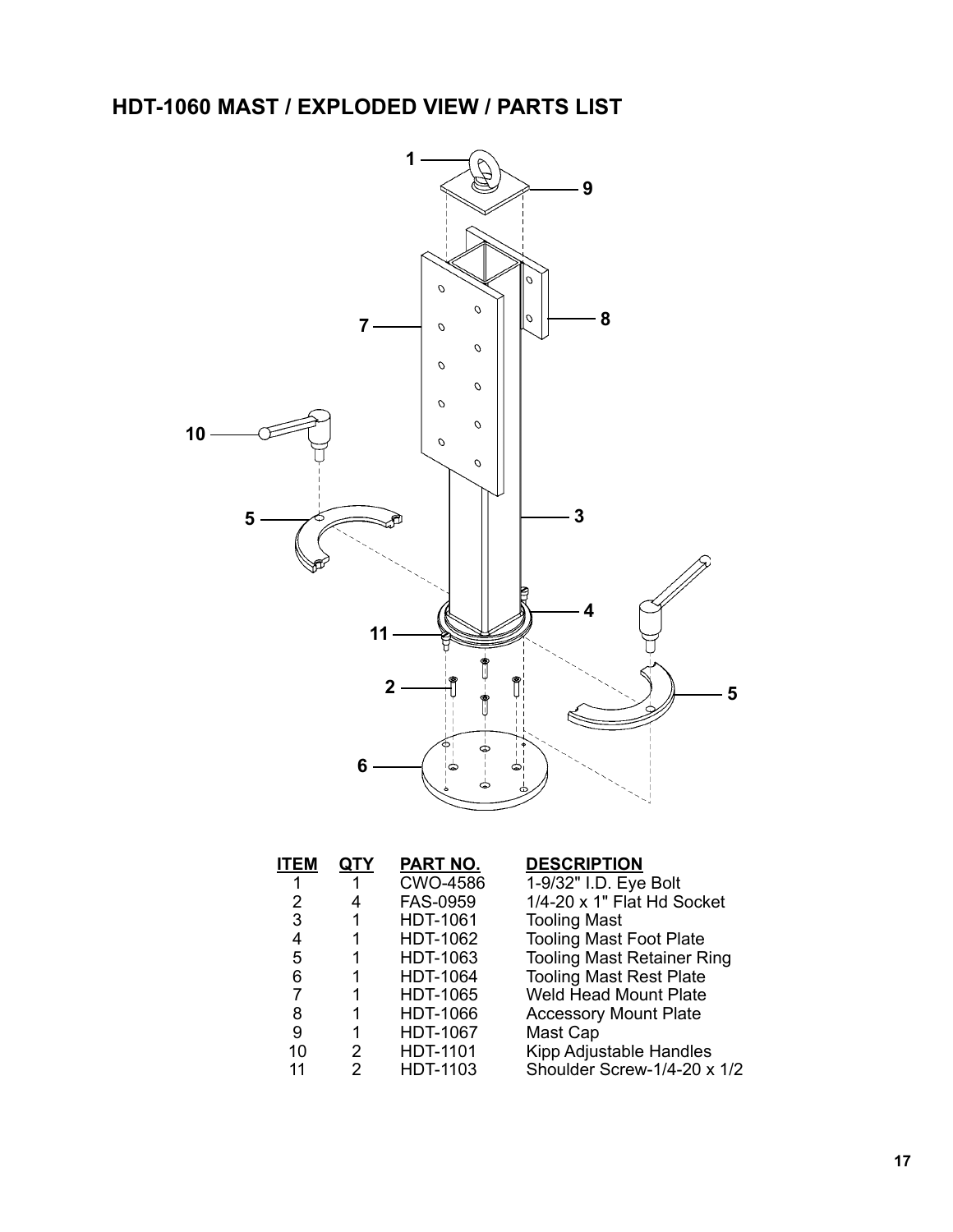## HDT-1060 MAST / EXPLODED VIEW / PARTS LIST

| ITEM | QTY | PART NO. | DESCRIPTION |
|---|---|---|---|
| 1 | 1 | CWO-4586 | 1-9/32" I.D. Eye Bolt |
| 2 | 4 | FAS-0959 | 1/4-20 x 1" Flat Hd Socket |
| 3 | 1 | HDT-1061 | Tooling Mast |
| 4 | 1 | HDT-1062 | Tooling Mast Foot Plate |
| 5 | 1 | HDT-1063 | Tooling Mast Retainer Ring |
| 6 | 1 | HDT-1064 | Tooling Mast Rest Plate |
| 7 | 1 | HDT-1065 | Weld Head Mount Plate |
| 8 | 1 | HDT-1066 | Accessory Mount Plate |
| 9 | 1 | HDT-1067 | Mast Cap |
| 10 | 2 | HDT-1101 | Kipp Adjustable Handles |
| 11 | 2 | HDT-1103 | Shoulder Screw-1/4-20 x 1/2 |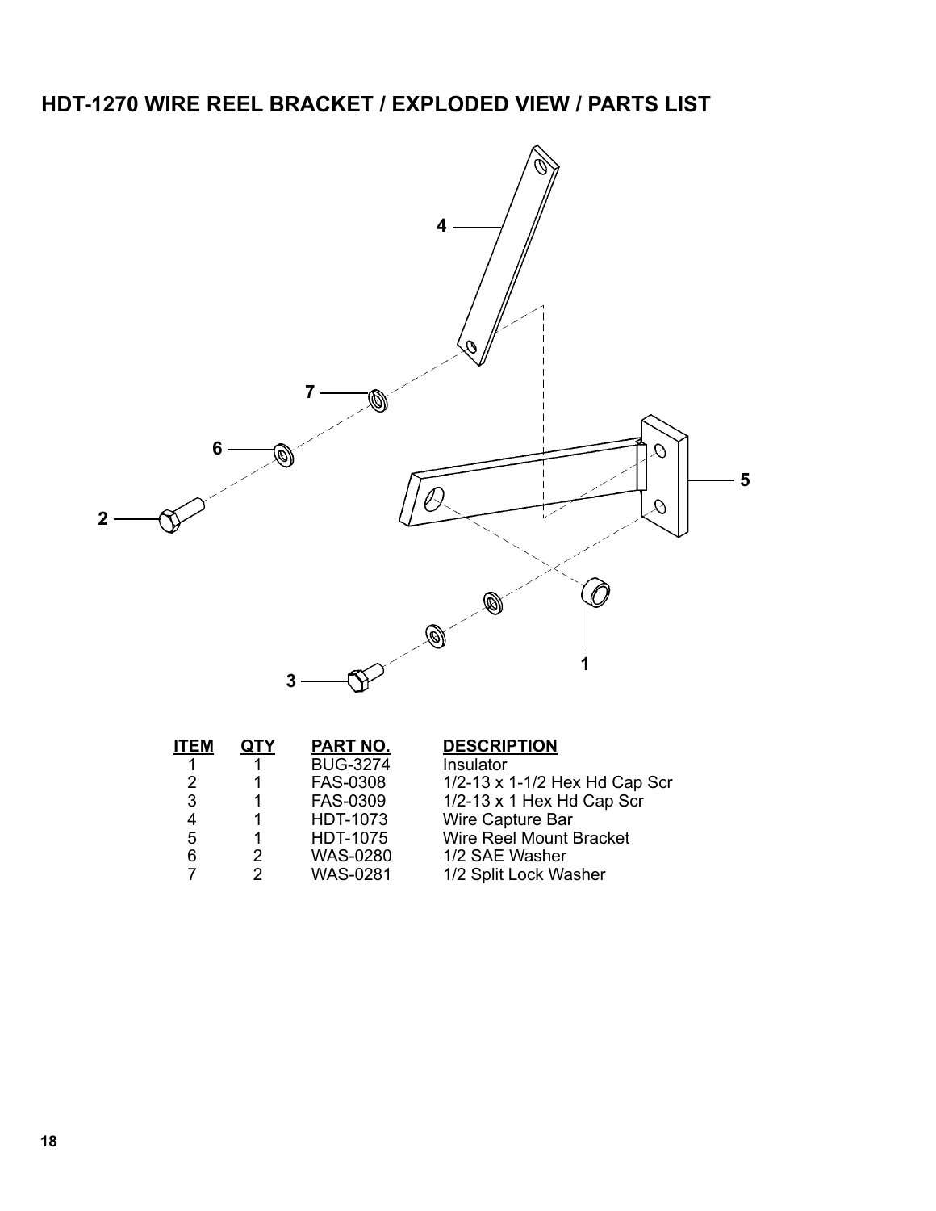## HDT-1270 WIRE REEL BRACKET / EXPLODED VIEW / PARTS LIST

| ITEM | QTY | PART NO. | DESCRIPTION |
|---|---|---|---|
| 1 | 1 | BUG-3274 | Insulator |
| 2 | 1 | FAS-0308 | 1/2-13 x 1-1/2 Hex Hd Cap Scr |
| 3 | 1 | FAS-0309 | 1/2-13 x 1 Hex Hd Cap Scr |
| 4 | 1 | HDT-1073 | Wire Capture Bar |
| 5 | 1 | HDT-1075 | Wire Reel Mount Bracket |
| 6 | 2 | WAS-0280 | 1/2 SAE Washer |
| 7 | 2 | WAS-0281 | 1/2 Split Lock Washer |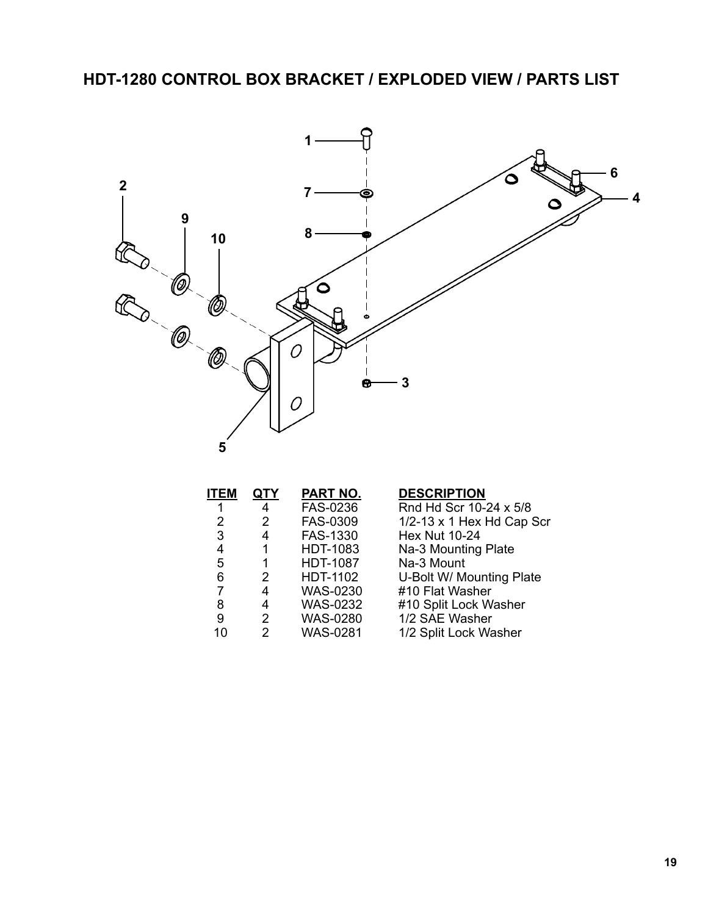# HDT-1280 CONTROL BOX BRACKET / EXPLODED VIEW / PARTS LIST

| ITEM | QTY | PART NO. | DESCRIPTION |
|---|---|---|---|
| 1 | 4 | FAS-0236 | Rnd Hd Scr 10-24 x 5/8 |
| 2 | 2 | FAS-0309 | 1/2-13 x 1 Hex Hd Cap Scr |
| 3 | 4 | FAS-1330 | Hex Nut 10-24 |
| 4 | 1 | HDT-1083 | Na-3 Mounting Plate |
| 5 | 1 | HDT-1087 | Na-3 Mount |
| 6 | 2 | HDT-1102 | U-Bolt W/ Mounting Plate |
| 7 | 4 | WAS-0230 | #10 Flat Washer |
| 8 | 4 | WAS-0232 | #10 Split Lock Washer |
| 9 | 2 | WAS-0280 | 1/2 SAE Washer |
| 10 | 2 | WAS-0281 | 1/2 Split Lock Washer |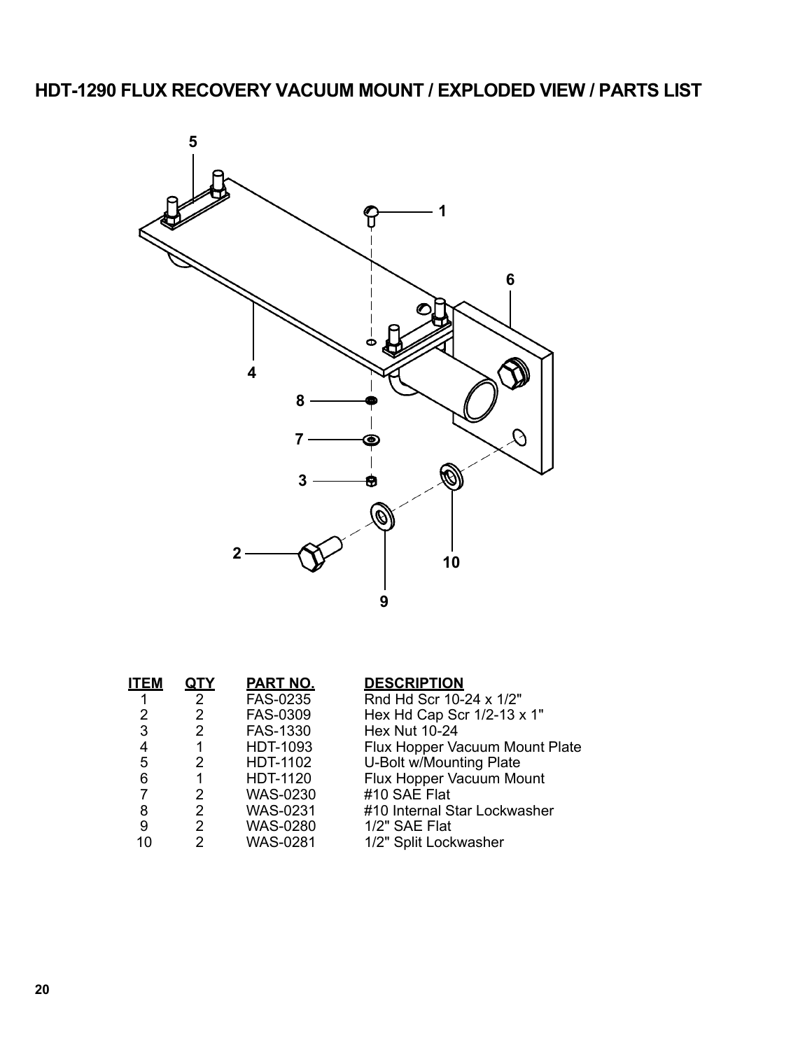## HDT-1290 FLUX RECOVERY VACUUM MOUNT / EXPLODED VIEW / PARTS LIST

| ITEM | QTY | PART NO. | DESCRIPTION |
|---|---|---|---|
| 1 | 2 | FAS-0235 | Rnd Hd Scr 10-24 x 1/2" |
| 2 | 2 | FAS-0309 | Hex Hd Cap Scr 1/2-13 x 1" |
| 3 | 2 | FAS-1330 | Hex Nut 10-24 |
| 4 | 1 | HDT-1093 | Flux Hopper Vacuum Mount Plate |
| 5 | 2 | HDT-1102 | U-Bolt w/Mounting Plate |
| 6 | 1 | HDT-1120 | Flux Hopper Vacuum Mount |
| 7 | 2 | WAS-0230 | #10 SAE Flat |
| 8 | 2 | WAS-0231 | #10 Internal Star Lockwasher |
| 9 | 2 | WAS-0280 | 1/2" SAE Flat |
| 10 | 2 | WAS-0281 | 1/2" Split Lockwasher |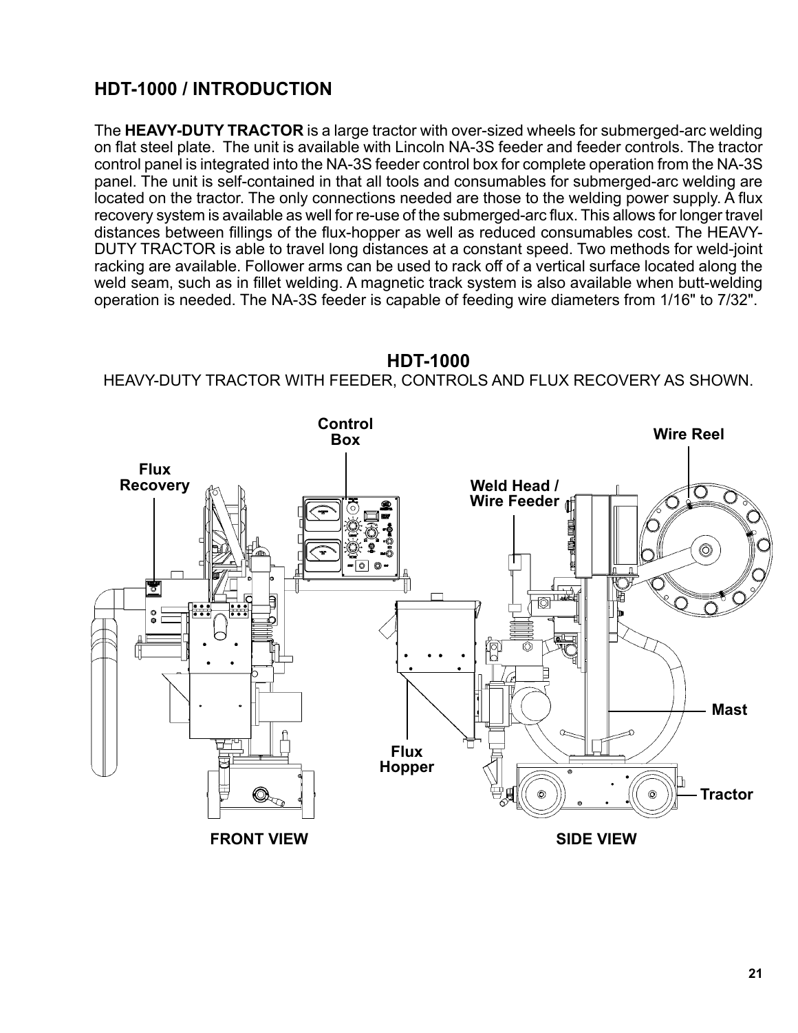## HDT-1000 / INTRODUCTION

The **HEAVY-DUTY TRACTOR** is a large tractor with over-sized wheels for submerged-arc welding on flat steel plate. The unit is available with Lincoln NA-3S feeder and feeder controls. The tractor control panel is integrated into the NA-3S feeder control box for complete operation from the NA-3S panel. The unit is self-contained in that all tools and consumables for submerged-arc welding are located on the tractor. The only connections needed are those to the welding power supply. A flux recovery system is available as well for re-use of the submerged-arc flux. This allows for longer travel distances between fillings of the flux-hopper as well as reduced consumables cost. The HEAVY-DUTY TRACTOR is able to travel long distances at a constant speed. Two methods for weld-joint racking are available. Follower arms can be used to rack off of a vertical surface located along the weld seam, such as in fillet welding. A magnetic track system is also available when butt-welding operation is needed. The NA-3S feeder is capable of feeding wire diameters from 1/16" to 7/32".

**HDT-1000**

HEAVY-DUTY TRACTOR WITH FEEDER, CONTROLS AND FLUX RECOVERY AS SHOWN.

Flux Recovery

Control Box

Weld Head / Wire Feeder

Wire Reel

Mast

Flux Hopper

Tractor

FRONT VIEW

SIDE VIEW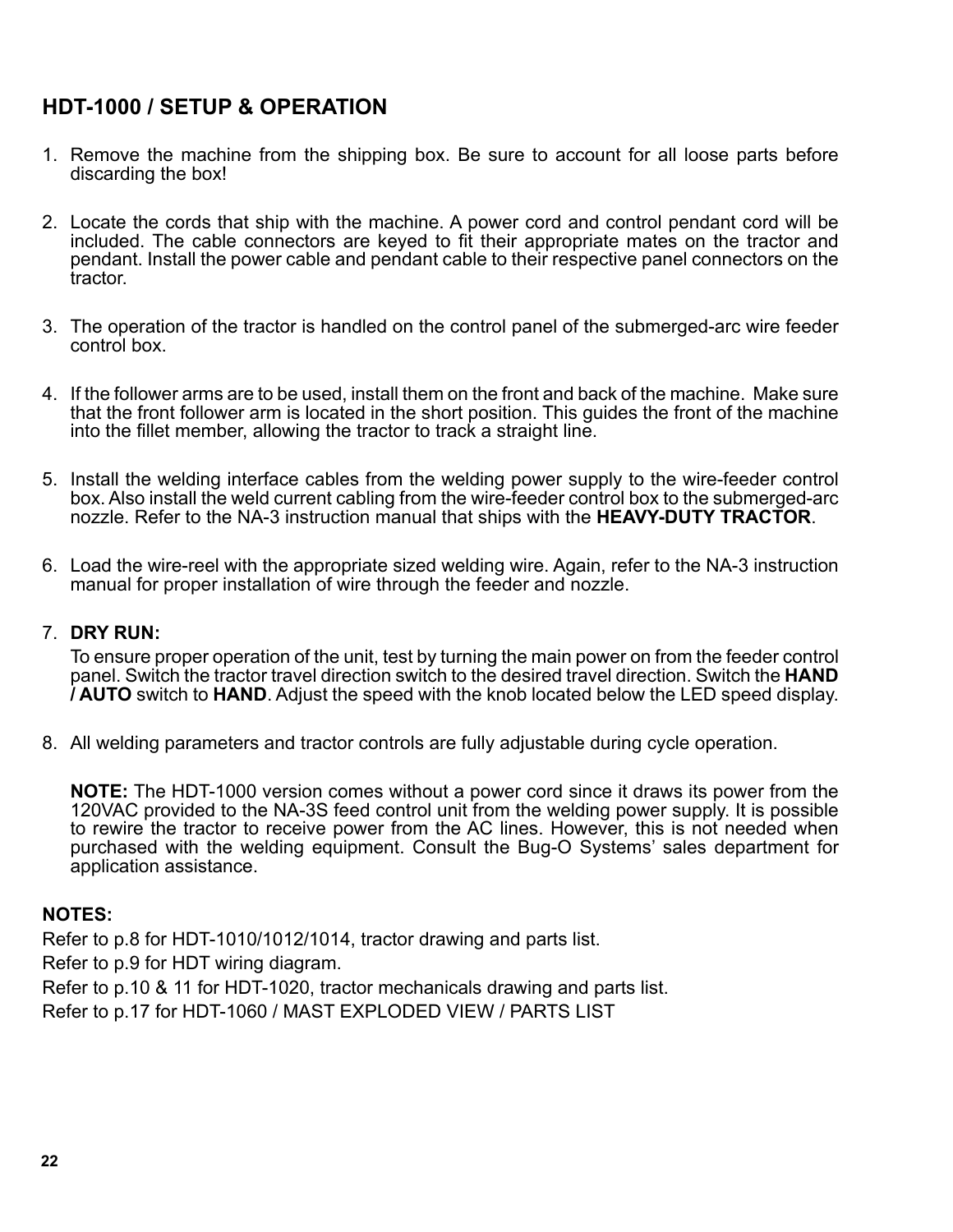## HDT-1000 / SETUP & OPERATION

1. Remove the machine from the shipping box. Be sure to account for all loose parts before discarding the box!

2. Locate the cords that ship with the machine. A power cord and control pendant cord will be included. The cable connectors are keyed to fit their appropriate mates on the tractor and pendant. Install the power cable and pendant cable to their respective panel connectors on the tractor.

3. The operation of the tractor is handled on the control panel of the submerged-arc wire feeder control box.

4. If the follower arms are to be used, install them on the front and back of the machine. Make sure that the front follower arm is located in the short position. This guides the front of the machine into the fillet member, allowing the tractor to track a straight line.

5. Install the welding interface cables from the welding power supply to the wire-feeder control box. Also install the weld current cabling from the wire-feeder control box to the submerged-arc nozzle. Refer to the NA-3 instruction manual that ships with the **HEAVY-DUTY TRACTOR**.

6. Load the wire-reel with the appropriate sized welding wire. Again, refer to the NA-3 instruction manual for proper installation of wire through the feeder and nozzle.

7. **DRY RUN:**

   To ensure proper operation of the unit, test by turning the main power on from the feeder control panel. Switch the tractor travel direction switch to the desired travel direction. Switch the **HAND / AUTO** switch to **HAND**. Adjust the speed with the knob located below the LED speed display.

8. All welding parameters and tractor controls are fully adjustable during cycle operation.

   **NOTE:** The HDT-1000 version comes without a power cord since it draws its power from the 120VAC provided to the NA-3S feed control unit from the welding power supply. It is possible to rewire the tractor to receive power from the AC lines. However, this is not needed when purchased with the welding equipment. Consult the Bug-O Systems' sales department for application assistance.

**NOTES:**

Refer to p.8 for HDT-1010/1012/1014, tractor drawing and parts list.

Refer to p.9 for HDT wiring diagram.

Refer to p.10 & 11 for HDT-1020, tractor mechanicals drawing and parts list.

Refer to p.17 for HDT-1060 / MAST EXPLODED VIEW / PARTS LIST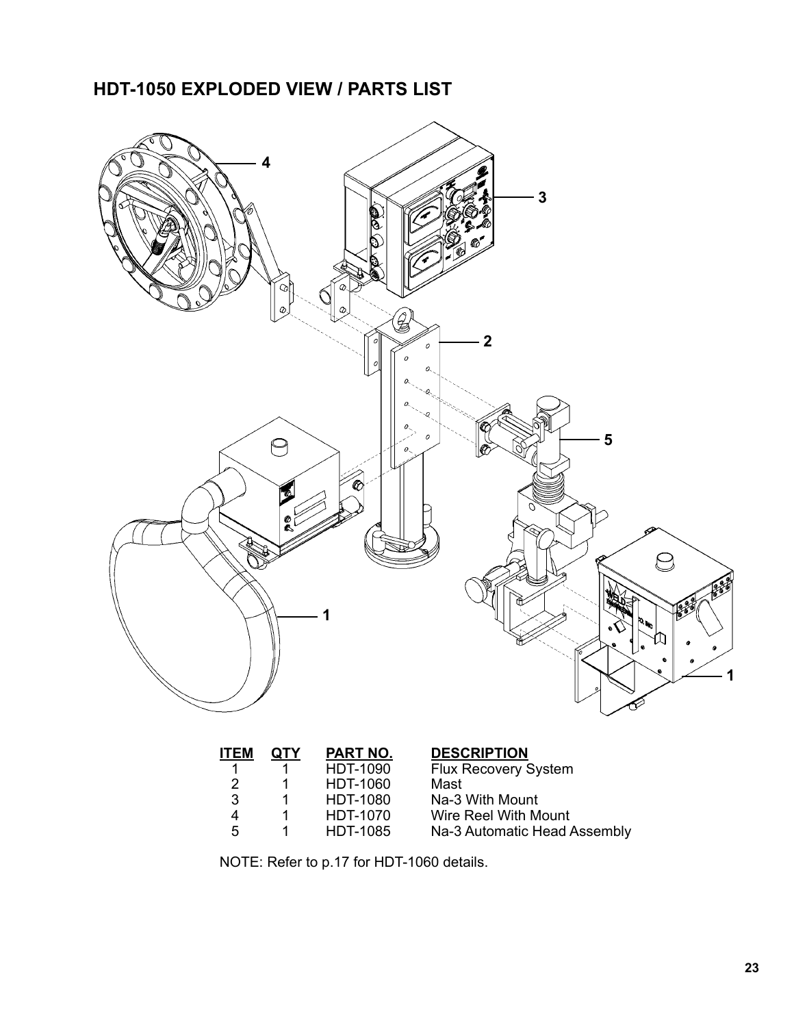## HDT-1050 EXPLODED VIEW / PARTS LIST

| ITEM | QTY | PART NO. | DESCRIPTION |
| --- | --- | --- | --- |
| 1 | 1 | HDT-1090 | Flux Recovery System |
| 2 | 1 | HDT-1060 | Mast |
| 3 | 1 | HDT-1080 | Na-3 With Mount |
| 4 | 1 | HDT-1070 | Wire Reel With Mount |
| 5 | 1 | HDT-1085 | Na-3 Automatic Head Assembly |

NOTE: Refer to p.17 for HDT-1060 details.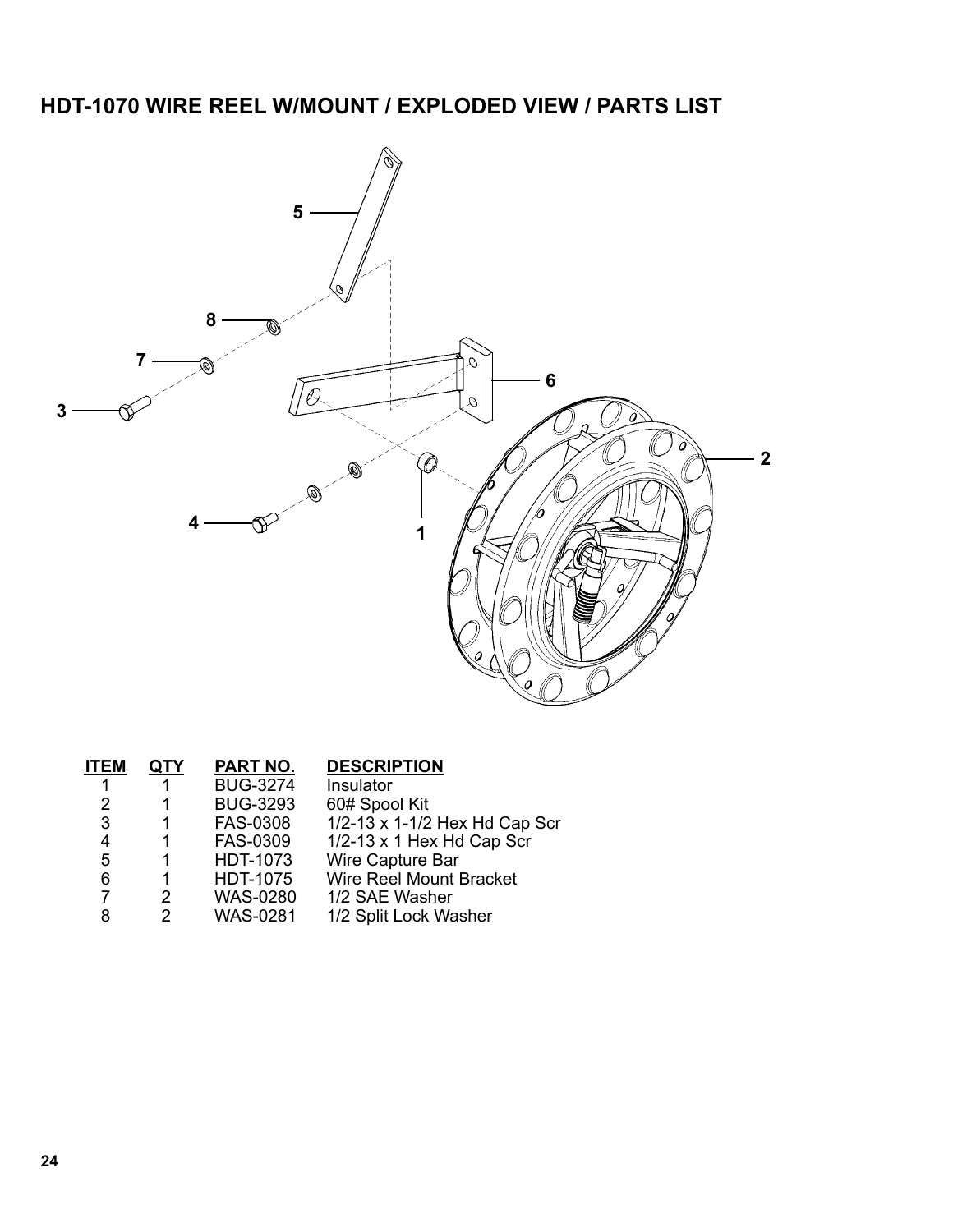## HDT-1070 WIRE REEL W/MOUNT / EXPLODED VIEW / PARTS LIST

| ITEM | QTY | PART NO. | DESCRIPTION |
|---|---|---|---|
| 1 | 1 | BUG-3274 | Insulator |
| 2 | 1 | BUG-3293 | 60# Spool Kit |
| 3 | 1 | FAS-0308 | 1/2-13 x 1-1/2 Hex Hd Cap Scr |
| 4 | 1 | FAS-0309 | 1/2-13 x 1 Hex Hd Cap Scr |
| 5 | 1 | HDT-1073 | Wire Capture Bar |
| 6 | 1 | HDT-1075 | Wire Reel Mount Bracket |
| 7 | 2 | WAS-0280 | 1/2 SAE Washer |
| 8 | 2 | WAS-0281 | 1/2 Split Lock Washer |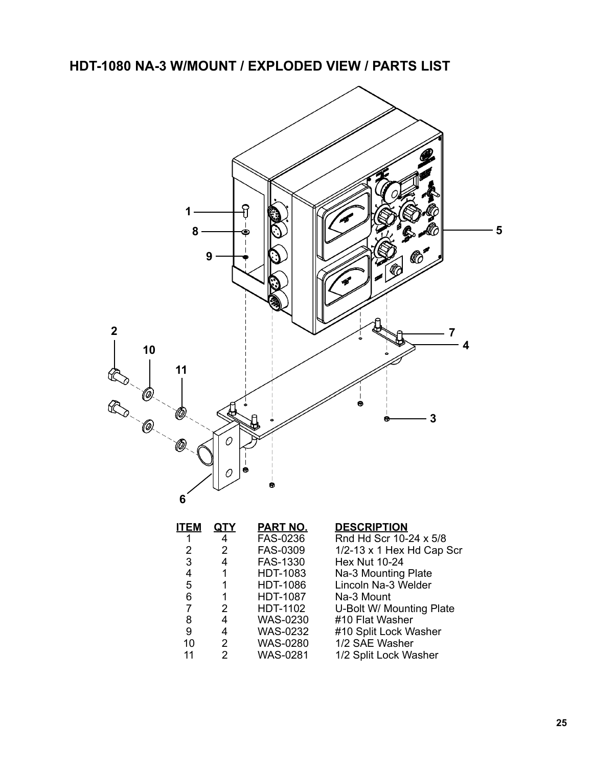## HDT-1080 NA-3 W/MOUNT / EXPLODED VIEW / PARTS LIST

| ITEM | QTY | PART NO. | DESCRIPTION |
|---|---|---|---|
| 1 | 4 | FAS-0236 | Rnd Hd Scr 10-24 x 5/8 |
| 2 | 2 | FAS-0309 | 1/2-13 x 1 Hex Hd Cap Scr |
| 3 | 4 | FAS-1330 | Hex Nut 10-24 |
| 4 | 1 | HDT-1083 | Na-3 Mounting Plate |
| 5 | 1 | HDT-1086 | Lincoln Na-3 Welder |
| 6 | 1 | HDT-1087 | Na-3 Mount |
| 7 | 2 | HDT-1102 | U-Bolt W/ Mounting Plate |
| 8 | 4 | WAS-0230 | #10 Flat Washer |
| 9 | 4 | WAS-0232 | #10 Split Lock Washer |
| 10 | 2 | WAS-0280 | 1/2 SAE Washer |
| 11 | 2 | WAS-0281 | 1/2 Split Lock Washer |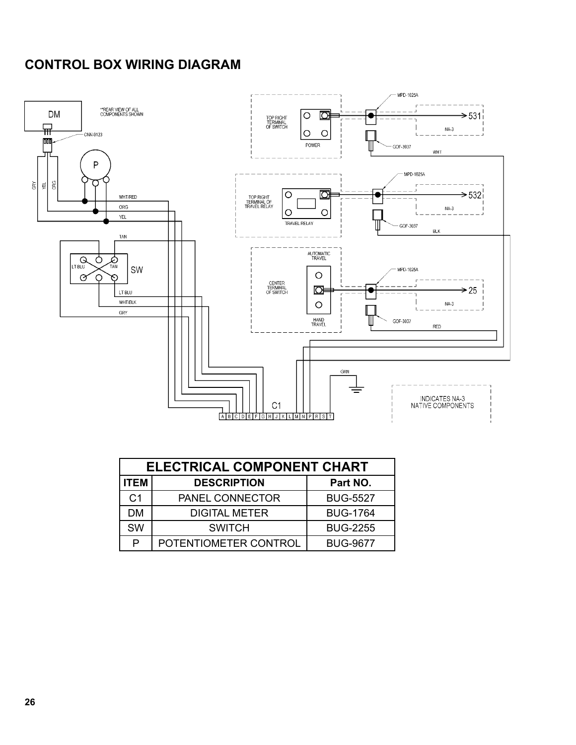## CONTROL BOX WIRING DIAGRAM

| ELECTRICAL COMPONENT CHART | | |
|---|---|---|
| **ITEM** | **DESCRIPTION** | **Part NO.** |
| C1 | PANEL CONNECTOR | BUG-5527 |
| DM | DIGITAL METER | BUG-1764 |
| SW | SWITCH | BUG-2255 |
| P | POTENTIOMETER CONTROL | BUG-9677 |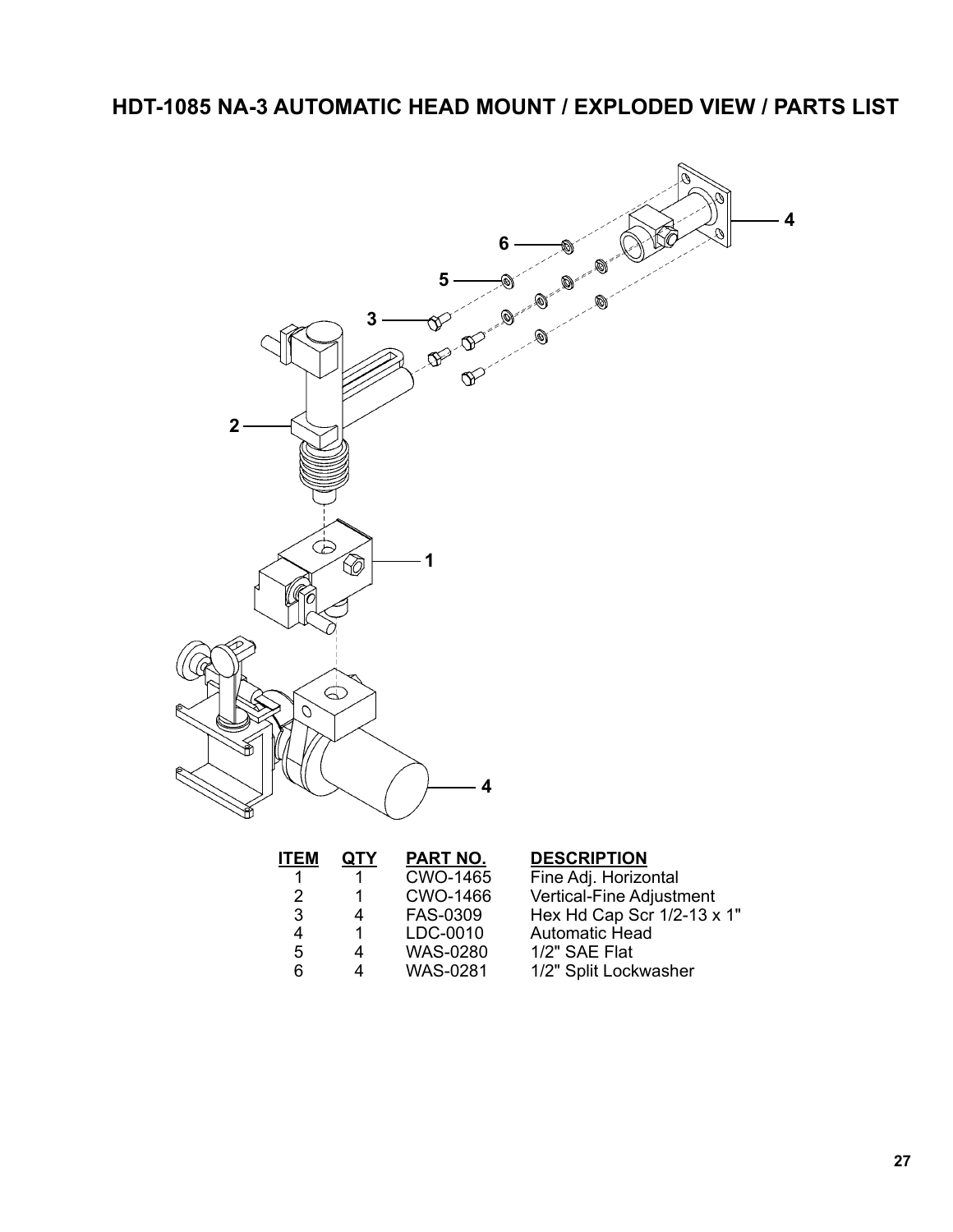# HDT-1085 NA-3 AUTOMATIC HEAD MOUNT / EXPLODED VIEW / PARTS LIST

| ITEM | QTY | PART NO. | DESCRIPTION |
|---|---|---|---|
| 1 | 1 | CWO-1465 | Fine Adj. Horizontal |
| 2 | 1 | CWO-1466 | Vertical-Fine Adjustment |
| 3 | 4 | FAS-0309 | Hex Hd Cap Scr 1/2-13 x 1" |
| 4 | 1 | LDC-0010 | Automatic Head |
| 5 | 4 | WAS-0280 | 1/2" SAE Flat |
| 6 | 4 | WAS-0281 | 1/2" Split Lockwasher |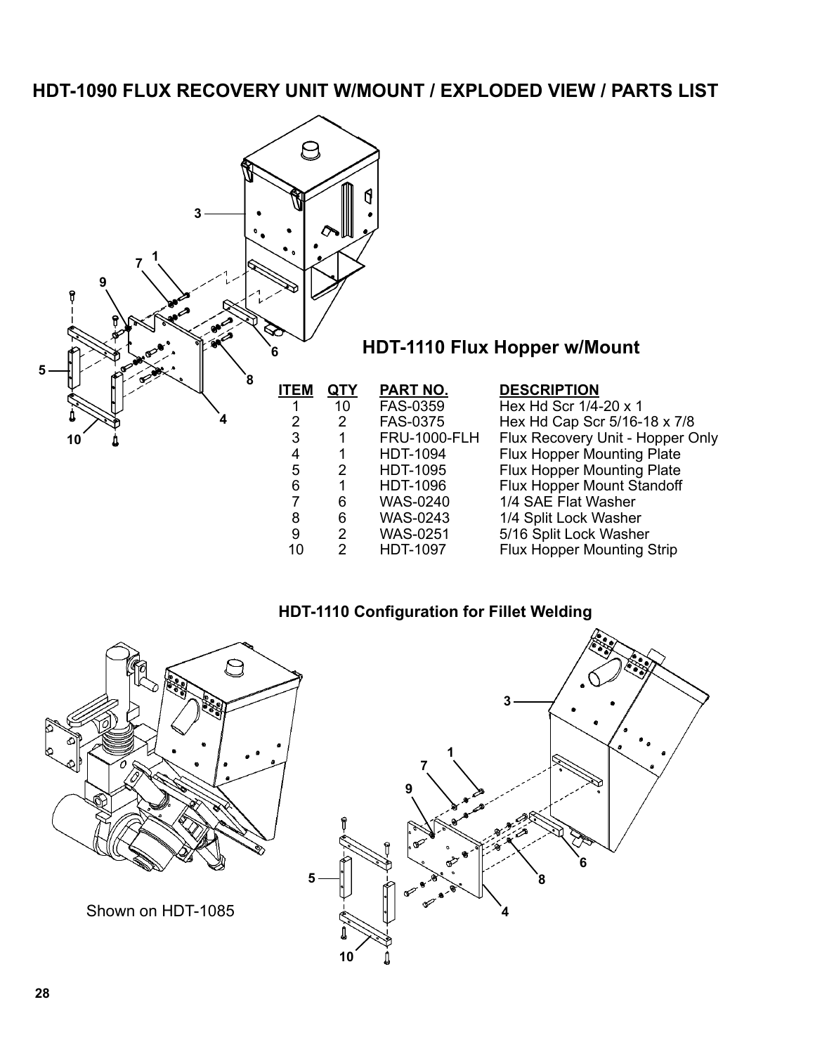## HDT-1090 FLUX RECOVERY UNIT W/MOUNT / EXPLODED VIEW / PARTS LIST

### HDT-1110 Flux Hopper w/Mount

| ITEM | QTY | PART NO. | DESCRIPTION |
|---|---|---|---|
| 1 | 10 | FAS-0359 | Hex Hd Scr 1/4-20 x 1 |
| 2 | 2 | FAS-0375 | Hex Hd Cap Scr 5/16-18 x 7/8 |
| 3 | 1 | FRU-1000-FLH | Flux Recovery Unit - Hopper Only |
| 4 | 1 | HDT-1094 | Flux Hopper Mounting Plate |
| 5 | 2 | HDT-1095 | Flux Hopper Mounting Plate |
| 6 | 1 | HDT-1096 | Flux Hopper Mount Standoff |
| 7 | 6 | WAS-0240 | 1/4 SAE Flat Washer |
| 8 | 6 | WAS-0243 | 1/4 Split Lock Washer |
| 9 | 2 | WAS-0251 | 5/16 Split Lock Washer |
| 10 | 2 | HDT-1097 | Flux Hopper Mounting Strip |

### HDT-1110 Configuration for Fillet Welding

Shown on HDT-1085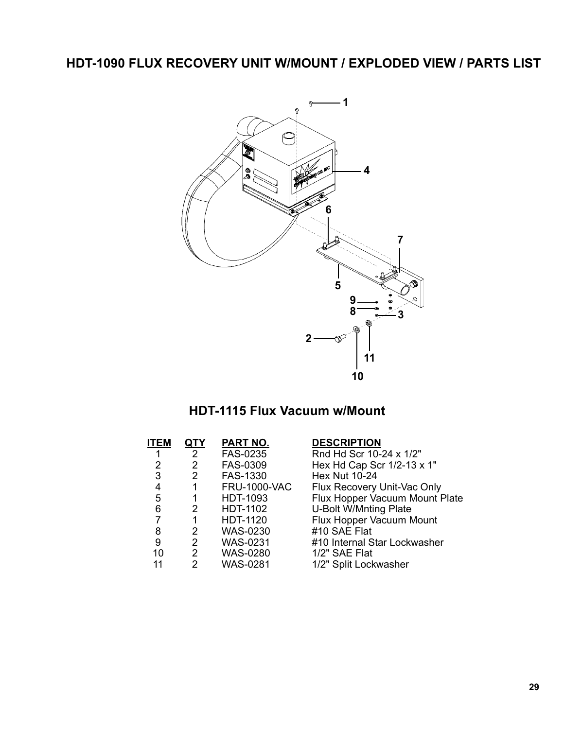# HDT-1090 FLUX RECOVERY UNIT W/MOUNT / EXPLODED VIEW / PARTS LIST

## HDT-1115 Flux Vacuum w/Mount

| ITEM | QTY | PART NO. | DESCRIPTION |
|---|---|---|---|
| 1 | 2 | FAS-0235 | Rnd Hd Scr 10-24 x 1/2" |
| 2 | 2 | FAS-0309 | Hex Hd Cap Scr 1/2-13 x 1" |
| 3 | 2 | FAS-1330 | Hex Nut 10-24 |
| 4 | 1 | FRU-1000-VAC | Flux Recovery Unit-Vac Only |
| 5 | 1 | HDT-1093 | Flux Hopper Vacuum Mount Plate |
| 6 | 2 | HDT-1102 | U-Bolt W/Mnting Plate |
| 7 | 1 | HDT-1120 | Flux Hopper Vacuum Mount |
| 8 | 2 | WAS-0230 | #10 SAE Flat |
| 9 | 2 | WAS-0231 | #10 Internal Star Lockwasher |
| 10 | 2 | WAS-0280 | 1/2" SAE Flat |
| 11 | 2 | WAS-0281 | 1/2" Split Lockwasher |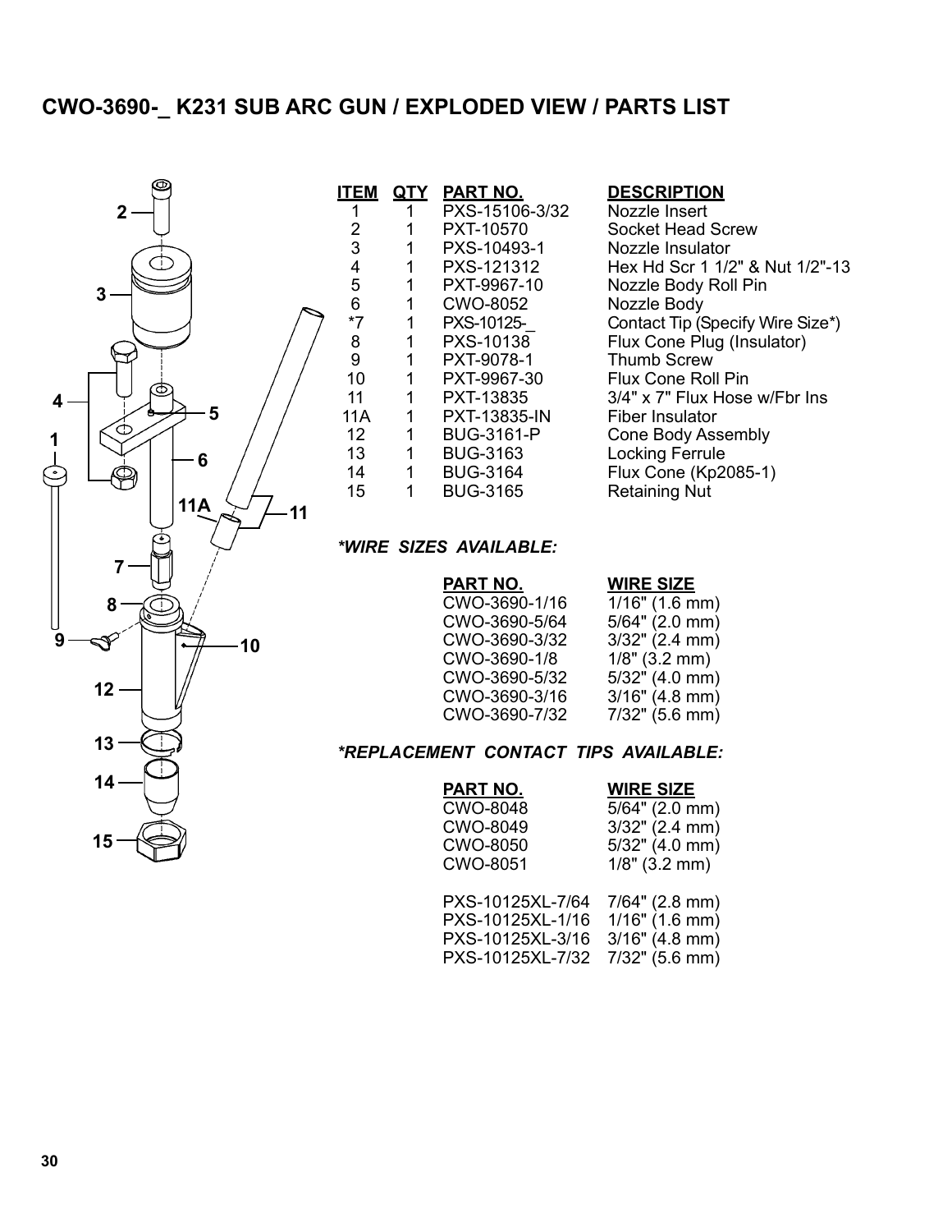# CWO-3690-_ K231 SUB ARC GUN / EXPLODED VIEW / PARTS LIST

| ITEM | QTY | PART NO. | DESCRIPTION |
|---|---|---|---|
| 1 | 1 | PXS-15106-3/32 | Nozzle Insert |
| 2 | 1 | PXT-10570 | Socket Head Screw |
| 3 | 1 | PXS-10493-1 | Nozzle Insulator |
| 4 | 1 | PXS-121312 | Hex Hd Scr 1 1/2" & Nut 1/2"-13 |
| 5 | 1 | PXT-9967-10 | Nozzle Body Roll Pin |
| 6 | 1 | CWO-8052 | Nozzle Body |
| *7 | 1 | PXS-10125-_ | Contact Tip (Specify Wire Size*) |
| 8 | 1 | PXS-10138 | Flux Cone Plug (Insulator) |
| 9 | 1 | PXT-9078-1 | Thumb Screw |
| 10 | 1 | PXT-9967-30 | Flux Cone Roll Pin |
| 11 | 1 | PXT-13835 | 3/4" x 7" Flux Hose w/Fbr Ins |
| 11A | 1 | PXT-13835-IN | Fiber Insulator |
| 12 | 1 | BUG-3161-P | Cone Body Assembly |
| 13 | 1 | BUG-3163 | Locking Ferrule |
| 14 | 1 | BUG-3164 | Flux Cone (Kp2085-1) |
| 15 | 1 | BUG-3165 | Retaining Nut |

***WIRE SIZES AVAILABLE:***

| PART NO. | WIRE SIZE |
|---|---|
| CWO-3690-1/16 | 1/16" (1.6 mm) |
| CWO-3690-5/64 | 5/64" (2.0 mm) |
| CWO-3690-3/32 | 3/32" (2.4 mm) |
| CWO-3690-1/8 | 1/8" (3.2 mm) |
| CWO-3690-5/32 | 5/32" (4.0 mm) |
| CWO-3690-3/16 | 3/16" (4.8 mm) |
| CWO-3690-7/32 | 7/32" (5.6 mm) |

***REPLACEMENT CONTACT TIPS AVAILABLE:***

| PART NO. | WIRE SIZE |
|---|---|
| CWO-8048 | 5/64" (2.0 mm) |
| CWO-8049 | 3/32" (2.4 mm) |
| CWO-8050 | 5/32" (4.0 mm) |
| CWO-8051 | 1/8" (3.2 mm) |
| PXS-10125XL-7/64 | 7/64" (2.8 mm) |
| PXS-10125XL-1/16 | 1/16" (1.6 mm) |
| PXS-10125XL-3/16 | 3/16" (4.8 mm) |
| PXS-10125XL-7/32 | 7/32" (5.6 mm) |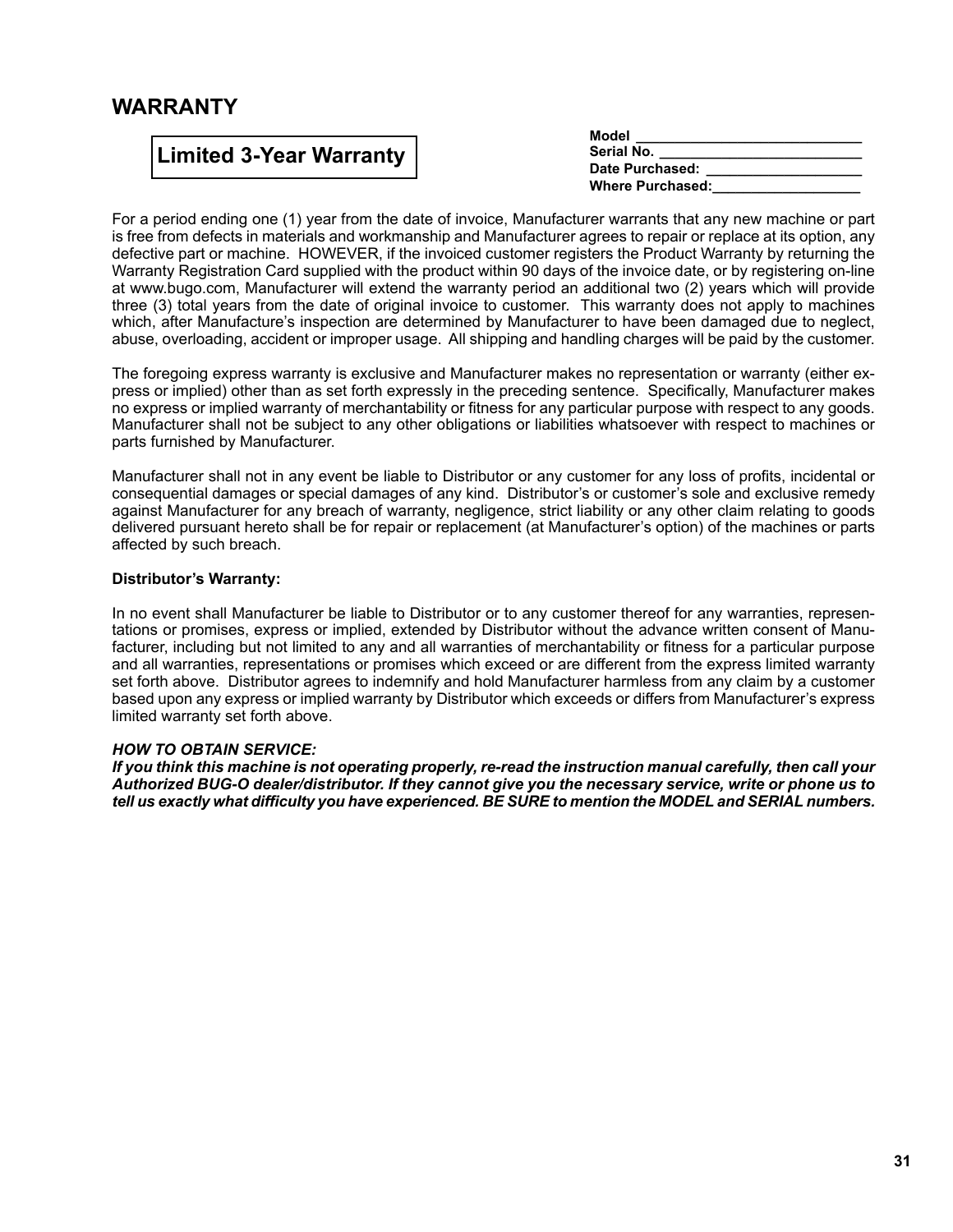# WARRANTY

**Limited 3-Year Warranty**

**Model** ______________________________
**Serial No.** __________________________
**Date Purchased:** ____________________
**Where Purchased:**___________________

For a period ending one (1) year from the date of invoice, Manufacturer warrants that any new machine or part is free from defects in materials and workmanship and Manufacturer agrees to repair or replace at its option, any defective part or machine. HOWEVER, if the invoiced customer registers the Product Warranty by returning the Warranty Registration Card supplied with the product within 90 days of the invoice date, or by registering on-line at www.bugo.com, Manufacturer will extend the warranty period an additional two (2) years which will provide three (3) total years from the date of original invoice to customer. This warranty does not apply to machines which, after Manufacture's inspection are determined by Manufacturer to have been damaged due to neglect, abuse, overloading, accident or improper usage. All shipping and handling charges will be paid by the customer.

The foregoing express warranty is exclusive and Manufacturer makes no representation or warranty (either express or implied) other than as set forth expressly in the preceding sentence. Specifically, Manufacturer makes no express or implied warranty of merchantability or fitness for any particular purpose with respect to any goods. Manufacturer shall not be subject to any other obligations or liabilities whatsoever with respect to machines or parts furnished by Manufacturer.

Manufacturer shall not in any event be liable to Distributor or any customer for any loss of profits, incidental or consequential damages or special damages of any kind. Distributor's or customer's sole and exclusive remedy against Manufacturer for any breach of warranty, negligence, strict liability or any other claim relating to goods delivered pursuant hereto shall be for repair or replacement (at Manufacturer's option) of the machines or parts affected by such breach.

**Distributor's Warranty:**

In no event shall Manufacturer be liable to Distributor or to any customer thereof for any warranties, representations or promises, express or implied, extended by Distributor without the advance written consent of Manufacturer, including but not limited to any and all warranties of merchantability or fitness for a particular purpose and all warranties, representations or promises which exceed or are different from the express limited warranty set forth above. Distributor agrees to indemnify and hold Manufacturer harmless from any claim by a customer based upon any express or implied warranty by Distributor which exceeds or differs from Manufacturer's express limited warranty set forth above.

***HOW TO OBTAIN SERVICE:***
***If you think this machine is not operating properly, re-read the instruction manual carefully, then call your Authorized BUG-O dealer/distributor. If they cannot give you the necessary service, write or phone us to tell us exactly what difficulty you have experienced. BE SURE to mention the MODEL and SERIAL numbers.***